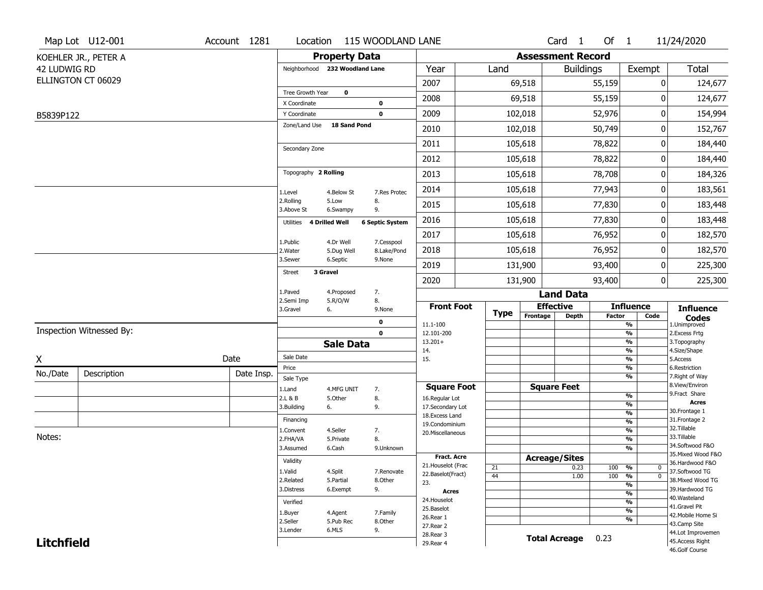Map Lot U12-001 | Account 1281 | Location 115 WOODLAND LANE | Card 1 Of 1 | 11/24/2020

KOEHLER JR., PETER A
42 LUDWIG RD
ELLINGTON CT 06029

B5839P122

## Property Data

| Field | Value |
|---|---|
| Neighborhood | 232 Woodland Lane |
| Tree Growth Year | 0 |
| X Coordinate | 0 |
| Y Coordinate | 0 |
| Zone/Land Use | 18 Sand Pond |
| Secondary Zone | |
| Topography | 2 Rolling |
| Utilities | 4 Drilled Well, 6 Septic System |
| Street | 3 Gravel |

Topography: 1.Level 2.Rolling 3.Above St 4.Below St 5.Low 6.Swampy 7.Res Protec 8. 9.

Utilities: 1.Public 2.Water 3.Sewer 4.Dr Well 5.Dug Well 6.Septic 7.Cesspool 8.Lake/Pond 9.None

Street: 1.Paved 2.Semi Imp 3.Gravel 4.Proposed 5.R/O/W 6. 7. 8. 9.None

0
0

## Assessment Record

| Year | Land | Buildings | Exempt | Total |
|---|---|---|---|---|
| 2007 | 69,518 | 55,159 | 0 | 124,677 |
| 2008 | 69,518 | 55,159 | 0 | 124,677 |
| 2009 | 102,018 | 52,976 | 0 | 154,994 |
| 2010 | 102,018 | 50,749 | 0 | 152,767 |
| 2011 | 105,618 | 78,822 | 0 | 184,440 |
| 2012 | 105,618 | 78,822 | 0 | 184,440 |
| 2013 | 105,618 | 78,708 | 0 | 184,326 |
| 2014 | 105,618 | 77,943 | 0 | 183,561 |
| 2015 | 105,618 | 77,830 | 0 | 183,448 |
| 2016 | 105,618 | 77,830 | 0 | 183,448 |
| 2017 | 105,618 | 76,952 | 0 | 182,570 |
| 2018 | 105,618 | 76,952 | 0 | 182,570 |
| 2019 | 131,900 | 93,400 | 0 | 225,300 |
| 2020 | 131,900 | 93,400 | 0 | 225,300 |

Inspection Witnessed By:

X ____________ Date ____________

| No./Date | Description | Date Insp. |
|---|---|---|
| | | |
| | | |
| | | |

Notes:

## Sale Data

| Field | Value |
|---|---|
| Sale Date | |
| Price | |
| Sale Type | |
| Financing | |
| Validity | |
| Verified | |

Sale Type: 1.Land 2.L & B 3.Building 4.MFG UNIT 5.Other 6. 7. 8. 9.

Financing: 1.Convent 2.FHA/VA 3.Assumed 4.Seller 5.Private 6.Cash 7. 8. 9.Unknown

Validity: 1.Valid 2.Related 3.Distress 4.Split 5.Partial 6.Exempt 7.Renovate 8.Other 9.

Verified: 1.Buyer 2.Seller 3.Lender 4.Agent 5.Pub Rec 6.MLS 7.Family 8.Other 9.

## Land Data

| Type | Effective Frontage | Effective Depth | Influence Factor | Influence Code |
|---|---|---|---|---|
| 21 | | 0.23 | 100 % | 0 |
| 44 | | 1.00 | 100 % | 0 |

Front Foot: 11.1-100, 12.101-200, 13.201+, 14., 15.

Square Foot: 16.Regular Lot, 17.Secondary Lot, 18.Excess Land, 19.Condominium, 20.Miscellaneous

Fract. Acre: 21.Houselot (Frac, 22.Baselot(Fract), 23.

Acres: 24.Houselot, 25.Baselot, 26.Rear 1, 27.Rear 2, 28.Rear 3, 29.Rear 4

**Total Acreage** 0.23

**Influence Codes:** 1.Unimproved, 2.Excess Frtg, 3.Topography, 4.Size/Shape, 5.Access, 6.Restriction, 7.Right of Way, 8.View/Environ, 9.Fract Share

**Acres:** 30.Frontage 1, 31.Frontage 2, 32.Tillable, 33.Tillable, 34.Softwood F&O, 35.Mixed Wood F&O, 36.Hardwood F&O, 37.Softwood TG, 38.Mixed Wood TG, 39.Hardwood TG, 40.Wasteland, 41.Gravel Pit, 42.Mobile Home Si, 43.Camp Site, 44.Lot Improvemen, 45.Access Right, 46.Golf Course

**Litchfield**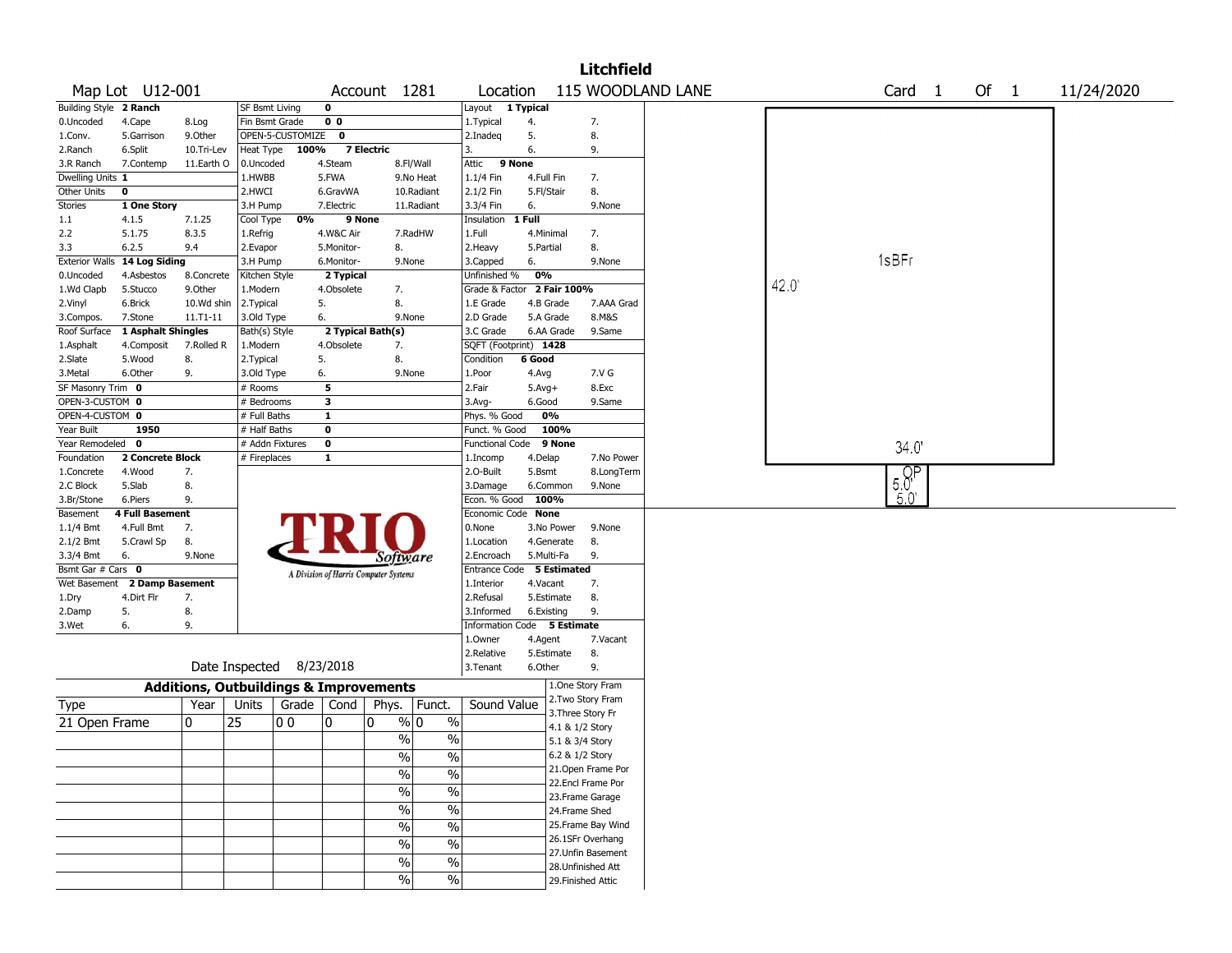# Litchfield

**Map Lot** U12-001 **Account** 1281 **Location** 115 WOODLAND LANE **Card** 1 **Of** 1 11/24/2020

| Field | Value | | | |
|---|---|---|---|---|
| Building Style | 2 Ranch | | | |
| 0.Uncoded | 4.Cape | 8.Log | | |
| 1.Conv. | 5.Garrison | 9.Other | | |
| 2.Ranch | 6.Split | 10.Tri-Lev | | |
| 3.R Ranch | 7.Contemp | 11.Earth O | | |
| Dwelling Units | 1 | | | |
| Other Units | 0 | | | |
| Stories | 1 One Story | | | |
| 1.1 | 4.1.5 | 7.1.25 | | |
| 2.2 | 5.1.75 | 8.3.5 | | |
| 3.3 | 6.2.5 | 9.4 | | |
| Exterior Walls | 14 Log Siding | | | |
| 0.Uncoded | 4.Asbestos | 8.Concrete | | |
| 1.Wd Clapb | 5.Stucco | 9.Other | | |
| 2.Vinyl | 6.Brick | 10.Wd shin | | |
| 3.Compos. | 7.Stone | 11.T1-11 | | |
| Roof Surface | 1 Asphalt Shingles | | | |
| 1.Asphalt | 4.Composit | 7.Rolled R | | |
| 2.Slate | 5.Wood | 8. | | |
| 3.Metal | 6.Other | 9. | | |
| SF Masonry Trim | 0 | | | |
| OPEN-3-CUSTOM | 0 | | | |
| OPEN-4-CUSTOM | 0 | | | |
| Year Built | 1950 | | | |
| Year Remodeled | 0 | | | |
| Foundation | 2 Concrete Block | | | |
| 1.Concrete | 4.Wood | 7. | | |
| 2.C Block | 5.Slab | 8. | | |
| 3.Br/Stone | 6.Piers | 9. | | |
| Basement | 4 Full Basement | | | |
| 1.1/4 Bmt | 4.Full Bmt | 7. | | |
| 2.1/2 Bmt | 5.Crawl Sp | 8. | | |
| 3.3/4 Bmt | 6. | 9.None | | |
| Bsmt Gar # Cars | 0 | | | |
| Wet Basement | 2 Damp Basement | | | |
| 1.Dry | 4.Dirt Flr | 7. | | |
| 2.Damp | 5. | 8. | | |
| 3.Wet | 6. | 9. | | |

| Field | Value | | |
|---|---|---|---|
| SF Bsmt Living | 0 | | |
| Fin Bsmt Grade | 0 0 | | |
| OPEN-5-CUSTOMIZE | 0 | | |
| Heat Type | 100% | 7 Electric | |
| 0.Uncoded | 4.Steam | 8.Fl/Wall | |
| 1.HWBB | 5.FWA | 9.No Heat | |
| 2.HWCI | 6.GravWA | 10.Radiant | |
| 3.H Pump | 7.Electric | 11.Radiant | |
| Cool Type | 0% | 9 None | |
| 1.Refrig | 4.W&C Air | 7.RadHW | |
| 2.Evapor | 5.Monitor- | 8. | |
| 3.H Pump | 6.Monitor- | 9.None | |
| Kitchen Style | 2 Typical | | |
| 1.Modern | 4.Obsolete | 7. | |
| 2.Typical | 5. | 8. | |
| 3.Old Type | 6. | 9.None | |
| Bath(s) Style | 2 Typical Bath(s) | | |
| 1.Modern | 4.Obsolete | 7. | |
| 2.Typical | 5. | 8. | |
| 3.Old Type | 6. | 9.None | |
| # Rooms | 5 | | |
| # Bedrooms | 3 | | |
| # Full Baths | 1 | | |
| # Half Baths | 0 | | |
| # Addn Fixtures | 0 | | |
| # Fireplaces | 1 | | |

| Field | Value | | |
|---|---|---|---|
| Layout | 1 Typical | | |
| 1.Typical | 4. | 7. | |
| 2.Inadeq | 5. | 8. | |
| 3. | 6. | 9. | |
| Attic | 9 None | | |
| 1.1/4 Fin | 4.Full Fin | 7. | |
| 2.1/2 Fin | 5.Fl/Stair | 8. | |
| 3.3/4 Fin | 6. | 9.None | |
| Insulation | 1 Full | | |
| 1.Full | 4.Minimal | 7. | |
| 2.Heavy | 5.Partial | 8. | |
| 3.Capped | 6. | 9.None | |
| Unfinished % | 0% | | |
| Grade & Factor | 2 Fair 100% | | |
| 1.E Grade | 4.B Grade | 7.AAA Grad | |
| 2.D Grade | 5.A Grade | 8.M&S | |
| 3.C Grade | 6.AA Grade | 9.Same | |
| SQFT (Footprint) | 1428 | | |
| Condition | 6 Good | | |
| 1.Poor | 4.Avg | 7.V G | |
| 2.Fair | 5.Avg+ | 8.Exc | |
| 3.Avg- | 6.Good | 9.Same | |
| Phys. % Good | 0% | | |
| Funct. % Good | 100% | | |
| Functional Code | 9 None | | |
| 1.Incomp | 4.Delap | 7.No Power | |
| 2.O-Built | 5.Bsmt | 8.LongTerm | |
| 3.Damage | 6.Common | 9.None | |
| Econ. % Good | 100% | | |
| Economic Code | None | | |
| 0.None | 3.No Power | 9.None | |
| 1.Location | 4.Generate | 8. | |
| 2.Encroach | 5.Multi-Fa | 9. | |
| Entrance Code | 5 Estimated | | |
| 1.Interior | 4.Vacant | 7. | |
| 2.Refusal | 5.Estimate | 8. | |
| 3.Informed | 6.Existing | 9. | |
| Information Code | 5 Estimate | | |
| 1.Owner | 4.Agent | 7.Vacant | |
| 2.Relative | 5.Estimate | 8. | |
| 3.Tenant | 6.Other | 9. | |

Date Inspected 8/23/2018

## Additions, Outbuildings & Improvements

| Type | Year | Units | Grade | Cond | Phys. | Funct. | Sound Value |
|---|---|---|---|---|---|---|---|
| 21 Open Frame | 0 | 25 | 0 0 | 0 | 0 % | 0 % | |
| | | | | | % | % | |
| | | | | | % | % | |
| | | | | | % | % | |
| | | | | | % | % | |
| | | | | | % | % | |
| | | | | | % | % | |
| | | | | | % | % | |
| | | | | | % | % | |
| | | | | | % | % | |

1.One Story Fram
2.Two Story Fram
3.Three Story Fr
4.1 & 1/2 Story
5.1 & 3/4 Story
6.2 & 1/2 Story
21.Open Frame Por
22.Encl Frame Por
23.Frame Garage
24.Frame Shed
25.Frame Bay Wind
26.1SFr Overhang
27.Unfin Basement
28.Unfinished Att
29.Finished Attic

Sketch: 1sBFr 42.0' x 34.0'; OP 5.0' x 5.0'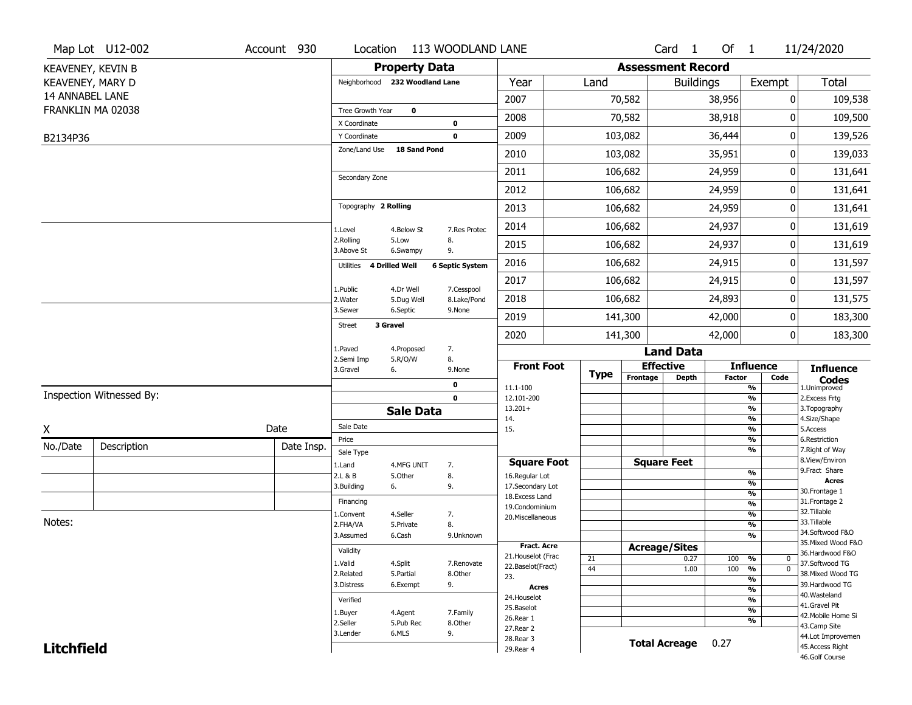Map Lot U12-002 | Account 930 | Location 113 WOODLAND LANE | Card 1 Of 1 | 11/24/2020

KEAVENEY, KEVIN B
KEAVENEY, MARY D
14 ANNABEL LANE
FRANKLIN MA 02038

B2134P36

## Property Data

Neighborhood **232 Woodland Lane**

Tree Growth Year **0**
X Coordinate **0**
Y Coordinate **0**
Zone/Land Use **18 Sand Pond**

Secondary Zone

Topography **2 Rolling**

1.Level 4.Below St 7.Res Protec
2.Rolling 5.Low 8.
3.Above St 6.Swampy 9.

Utilities **4 Drilled Well** **6 Septic System**

1.Public 4.Dr Well 7.Cesspool
2.Water 5.Dug Well 8.Lake/Pond
3.Sewer 6.Septic 9.None

Street **3 Gravel**

1.Paved 4.Proposed 7.
2.Semi Imp 5.R/O/W 8.
3.Gravel 6. 9.None

0
0

## Assessment Record

| Year | Land | Buildings | Exempt | Total |
|---|---|---|---|---|
| 2007 | 70,582 | 38,956 | 0 | 109,538 |
| 2008 | 70,582 | 38,918 | 0 | 109,500 |
| 2009 | 103,082 | 36,444 | 0 | 139,526 |
| 2010 | 103,082 | 35,951 | 0 | 139,033 |
| 2011 | 106,682 | 24,959 | 0 | 131,641 |
| 2012 | 106,682 | 24,959 | 0 | 131,641 |
| 2013 | 106,682 | 24,959 | 0 | 131,641 |
| 2014 | 106,682 | 24,937 | 0 | 131,619 |
| 2015 | 106,682 | 24,937 | 0 | 131,619 |
| 2016 | 106,682 | 24,915 | 0 | 131,597 |
| 2017 | 106,682 | 24,915 | 0 | 131,597 |
| 2018 | 106,682 | 24,893 | 0 | 131,575 |
| 2019 | 141,300 | 42,000 | 0 | 183,300 |
| 2020 | 141,300 | 42,000 | 0 | 183,300 |

## Land Data

| Front Foot | Type | Effective Frontage | Effective Depth | Influence Factor | Influence Code |
|---|---|---|---|---|---|
| 11.1-100 | | | | % | |
| 12.101-200 | | | | % | |
| 13.201+ | | | | % | |
| 14. | | | | % | |
| 15. | | | | % | |
| | | | | % | |
| | | | | % | |

| Square Foot | Square Feet | | |
|---|---|---|---|
| 16.Regular Lot | | % | |
| 17.Secondary Lot | | % | |
| 18.Excess Land | | % | |
| 19.Condominium | | % | |
| 20.Miscellaneous | | % | |
| | | % | |
| | | % | |

| Fract. Acre | Type | Acreage/Sites | Factor | Code |
|---|---|---|---|---|
| 21.Houselot (Frac | 21 | 0.27 | 100 % | 0 |
| 22.Baselot(Fract) | 44 | 1.00 | 100 % | 0 |
| 23. | | | % | |
| **Acres** | | | % | |
| 24.Houselot | | | % | |
| 25.Baselot | | | % | |
| 26.Rear 1 | | | % | |
| 27.Rear 2 | | | | |
| 28.Rear 3 | | | | |
| 29.Rear 4 | | | | |

**Total Acreage** 0.27

### Influence Codes

1.Unimproved
2.Excess Frtg
3.Topography
4.Size/Shape
5.Access
6.Restriction
7.Right of Way
8.View/Environ
9.Fract Share
**Acres**
30.Frontage 1
31.Frontage 2
32.Tillable
33.Tillable
34.Softwood F&O
35.Mixed Wood F&O
36.Hardwood F&O
37.Softwood TG
38.Mixed Wood TG
39.Hardwood TG
40.Wasteland
41.Gravel Pit
42.Mobile Home Si
43.Camp Site
44.Lot Improvemen
45.Access Right
46.Golf Course

## Sale Data

Sale Date
Price
Sale Type
1.Land 4.MFG UNIT 7.
2.L & B 5.Other 8.
3.Building 6. 9.

Financing
1.Convent 4.Seller 7.
2.FHA/VA 5.Private 8.
3.Assumed 6.Cash 9.Unknown

Validity
1.Valid 4.Split 7.Renovate
2.Related 5.Partial 8.Other
3.Distress 6.Exempt 9.

Verified
1.Buyer 4.Agent 7.Family
2.Seller 5.Pub Rec 8.Other
3.Lender 6.MLS 9.

Inspection Witnessed By:

X Date

| No./Date | Description | Date Insp. |
|---|---|---|
| | | |
| | | |
| | | |

Notes:

**Litchfield**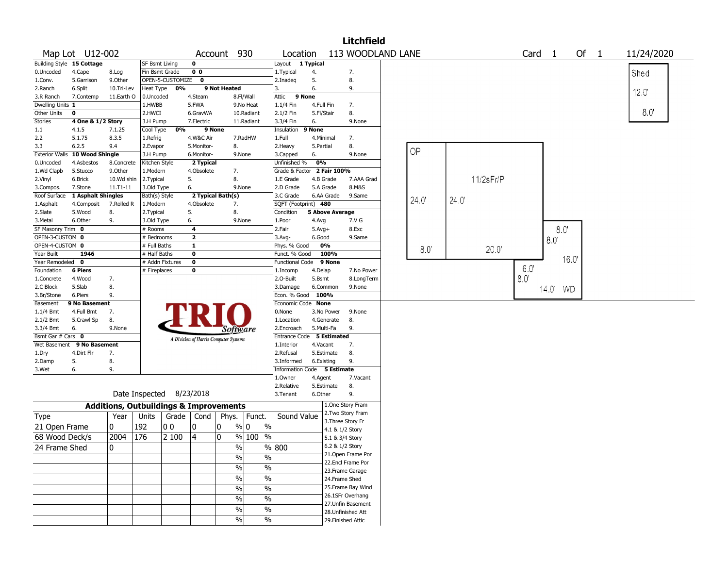# Litchfield

**Map Lot** U12-002 **Account** 930 **Location** 113 WOODLAND LANE **Card** 1 **Of** 1 11/24/2020

| Field | Value | Options | | |
|---|---|---|---|---|
| Building Style | 15 Cottage | | | |
| | | 0.Uncoded | 4.Cape | 8.Log |
| | | 1.Conv. | 5.Garrison | 9.Other |
| | | 2.Ranch | 6.Split | 10.Tri-Lev |
| | | 3.R Ranch | 7.Contemp | 11.Earth O |
| Dwelling Units | 1 | | | |
| Other Units | 0 | | | |
| Stories | 4 One & 1/2 Story | | | |
| | | 1.1 | 4.1.5 | 7.1.25 |
| | | 2.2 | 5.1.75 | 8.3.5 |
| | | 3.3 | 6.2.5 | 9.4 |
| Exterior Walls | 10 Wood Shingle | | | |
| | | 0.Uncoded | 4.Asbestos | 8.Concrete |
| | | 1.Wd Clapb | 5.Stucco | 9.Other |
| | | 2.Vinyl | 6.Brick | 10.Wd shin |
| | | 3.Compos. | 7.Stone | 11.T1-11 |
| Roof Surface | 1 Asphalt Shingles | | | |
| | | 1.Asphalt | 4.Composit | 7.Rolled R |
| | | 2.Slate | 5.Wood | 8. |
| | | 3.Metal | 6.Other | 9. |
| SF Masonry Trim | 0 | | | |
| OPEN-3-CUSTOM | 0 | | | |
| OPEN-4-CUSTOM | 0 | | | |
| Year Built | 1946 | | | |
| Year Remodeled | 0 | | | |
| Foundation | 6 Piers | | | |
| | | 1.Concrete | 4.Wood | 7. |
| | | 2.C Block | 5.Slab | 8. |
| | | 3.Br/Stone | 6.Piers | 9. |
| Basement | 9 No Basement | | | |
| | | 1.1/4 Bmt | 4.Full Bmt | 7. |
| | | 2.1/2 Bmt | 5.Crawl Sp | 8. |
| | | 3.3/4 Bmt | 6. | 9.None |
| Bsmt Gar # Cars | 0 | | | |
| Wet Basement | 9 No Basement | | | |
| | | 1.Dry | 4.Dirt Flr | 7. |
| | | 2.Damp | 5. | 8. |
| | | 3.Wet | 6. | 9. |

| Field | Value | Options | | |
|---|---|---|---|---|
| SF Bsmt Living | 0 | | | |
| Fin Bsmt Grade | 0 0 | | | |
| OPEN-5-CUSTOMIZE | 0 | | | |
| Heat Type | 0% 9 Not Heated | | | |
| | | 0.Uncoded | 4.Steam | 8.Fl/Wall |
| | | 1.HWBB | 5.FWA | 9.No Heat |
| | | 2.HWCI | 6.GravWA | 10.Radiant |
| | | 3.H Pump | 7.Electric | 11.Radiant |
| Cool Type | 0% 9 None | | | |
| | | 1.Refrig | 4.W&C Air | 7.RadHW |
| | | 2.Evapor | 5.Monitor- | 8. |
| | | 3.H Pump | 6.Monitor- | 9.None |
| Kitchen Style | 2 Typical | | | |
| | | 1.Modern | 4.Obsolete | 7. |
| | | 2.Typical | 5. | 8. |
| | | 3.Old Type | 6. | 9.None |
| Bath(s) Style | 2 Typical Bath(s) | | | |
| | | 1.Modern | 4.Obsolete | 7. |
| | | 2.Typical | 5. | 8. |
| | | 3.Old Type | 6. | 9.None |
| # Rooms | 4 | | | |
| # Bedrooms | 2 | | | |
| # Full Baths | 1 | | | |
| # Half Baths | 0 | | | |
| # Addn Fixtures | 0 | | | |
| # Fireplaces | 0 | | | |

| Field | Value | Options | | |
|---|---|---|---|---|
| Layout | 1 Typical | | | |
| | | 1.Typical | 4. | 7. |
| | | 2.Inadeq | 5. | 8. |
| | | 3. | 6. | 9. |
| Attic | 9 None | | | |
| | | 1.1/4 Fin | 4.Full Fin | 7. |
| | | 2.1/2 Fin | 5.Fl/Stair | 8. |
| | | 3.3/4 Fin | 6. | 9.None |
| Insulation | 9 None | | | |
| | | 1.Full | 4.Minimal | 7. |
| | | 2.Heavy | 5.Partial | 8. |
| | | 3.Capped | 6. | 9.None |
| Unfinished % | 0% | | | |
| Grade & Factor | 2 Fair 100% | | | |
| | | 1.E Grade | 4.B Grade | 7.AAA Grad |
| | | 2.D Grade | 5.A Grade | 8.M&S |
| | | 3.C Grade | 6.AA Grade | 9.Same |
| SQFT (Footprint) | 480 | | | |
| Condition | 5 Above Average | | | |
| | | 1.Poor | 4.Avg | 7.V G |
| | | 2.Fair | 5.Avg+ | 8.Exc |
| | | 3.Avg- | 6.Good | 9.Same |
| Phys. % Good | 0% | | | |
| Funct. % Good | 100% | | | |
| Functional Code | 9 None | | | |
| | | 1.Incomp | 4.Delap | 7.No Power |
| | | 2.O-Built | 5.Bsmt | 8.LongTerm |
| | | 3.Damage | 6.Common | 9.None |
| Econ. % Good | 100% | | | |
| Economic Code | None | | | |
| | | 0.None | 3.No Power | 9.None |
| | | 1.Location | 4.Generate | 8. |
| | | 2.Encroach | 5.Multi-Fa | 9. |
| Entrance Code | 5 Estimated | | | |
| | | 1.Interior | 4.Vacant | 7. |
| | | 2.Refusal | 5.Estimate | 8. |
| | | 3.Informed | 6.Existing | 9. |
| Information Code | 5 Estimate | | | |
| | | 1.Owner | 4.Agent | 7.Vacant |
| | | 2.Relative | 5.Estimate | 8. |
| | | 3.Tenant | 6.Other | 9. |

Date Inspected 8/23/2018

## Additions, Outbuildings & Improvements

| Type | Year | Units | Grade | Cond | Phys. | Funct. | Sound Value |
|---|---|---|---|---|---|---|---|
| 21 Open Frame | 0 | 192 | 0 0 | 0 | 0 % | 0 % | |
| 68 Wood Deck/s | 2004 | 176 | 2 100 | 4 | 0 % | 100 % | |
| 24 Frame Shed | 0 | | | | % | % | 800 |

1.One Story Fram
2.Two Story Fram
3.Three Story Fr
4.1 & 1/2 Story
5.1 & 3/4 Story
6.2 & 1/2 Story
21.Open Frame Por
22.Encl Frame Por
23.Frame Garage
24.Frame Shed
25.Frame Bay Wind
26.1SFr Overhang
27.Unfin Basement
28.Unfinished Att
29.Finished Attic

Sketch labels: Shed 12.0' 8.0'; OP 24.0' 8.0'; 11/2sFr/P 24.0' 20.0'; 8.0' 8.0' 16.0'; 6.0' 8.0' 14.0' WD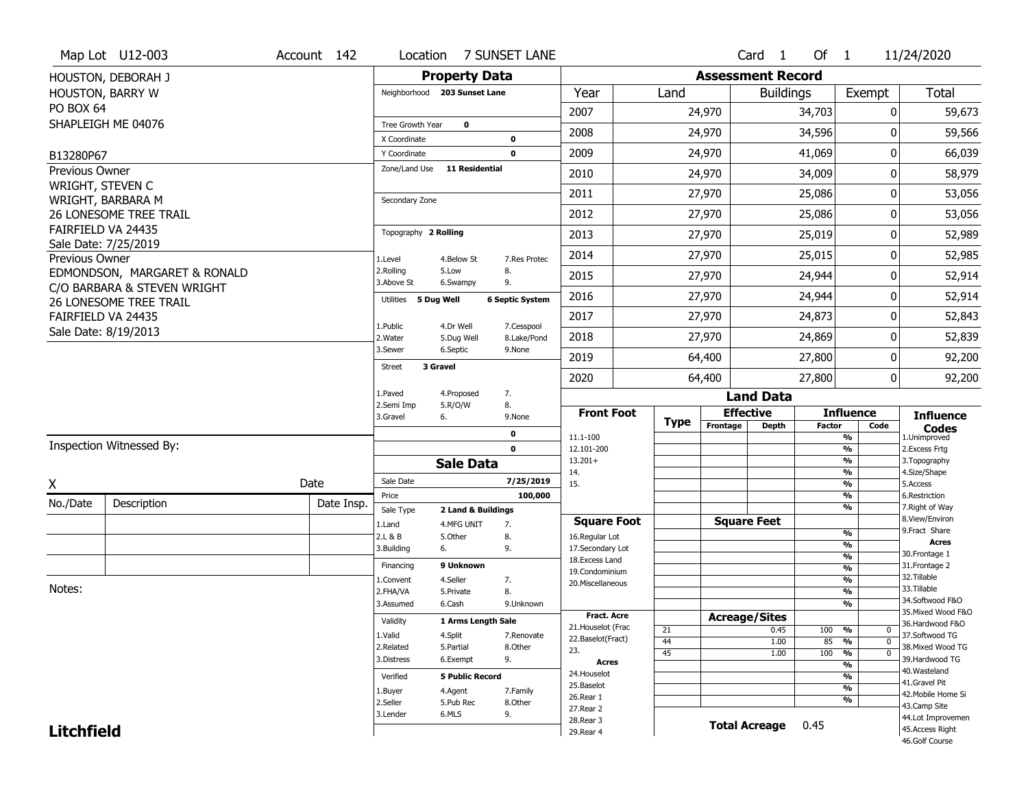Map Lot U12-003 | Account 142 | Location 7 SUNSET LANE | Card 1 Of 1 | 11/24/2020

HOUSTON, DEBORAH J
HOUSTON, BARRY W
PO BOX 64
SHAPLEIGH ME 04076

B13280P67

Previous Owner
WRIGHT, STEVEN C
WRIGHT, BARBARA M
26 LONESOME TREE TRAIL
FAIRFIELD VA 24435
Sale Date: 7/25/2019

Previous Owner
EDMONDSON, MARGARET & RONALD
C/O BARBARA & STEVEN WRIGHT
26 LONESOME TREE TRAIL
FAIRFIELD VA 24435
Sale Date: 8/19/2013

## Property Data

Neighborhood **203 Sunset Lane**

Tree Growth Year **0**
X Coordinate **0**
Y Coordinate **0**
Zone/Land Use **11 Residential**

Secondary Zone

Topography **2 Rolling**

1.Level 4.Below St 7.Res Protec
2.Rolling 5.Low 8.
3.Above St 6.Swampy 9.

Utilities **5 Dug Well** **6 Septic System**

1.Public 4.Dr Well 7.Cesspool
2.Water 5.Dug Well 8.Lake/Pond
3.Sewer 6.Septic 9.None

Street **3 Gravel**

1.Paved 4.Proposed 7.
2.Semi Imp 5.R/O/W 8.
3.Gravel 6. 9.None

0
0

## Sale Data

Sale Date **7/25/2019**
Price **100,000**
Sale Type **2 Land & Buildings**

1.Land 4.MFG UNIT 7.
2.L & B 5.Other 8.
3.Building 6. 9.

Financing **9 Unknown**

1.Convent 4.Seller 7.
2.FHA/VA 5.Private 8.
3.Assumed 6.Cash 9.Unknown

Validity **1 Arms Length Sale**

1.Valid 4.Split 7.Renovate
2.Related 5.Partial 8.Other
3.Distress 6.Exempt 9.

Verified **5 Public Record**

1.Buyer 4.Agent 7.Family
2.Seller 5.Pub Rec 8.Other
3.Lender 6.MLS 9.

## Assessment Record

| Year | Land | Buildings | Exempt | Total |
|---|---|---|---|---|
| 2007 | 24,970 | 34,703 | 0 | 59,673 |
| 2008 | 24,970 | 34,596 | 0 | 59,566 |
| 2009 | 24,970 | 41,069 | 0 | 66,039 |
| 2010 | 24,970 | 34,009 | 0 | 58,979 |
| 2011 | 27,970 | 25,086 | 0 | 53,056 |
| 2012 | 27,970 | 25,086 | 0 | 53,056 |
| 2013 | 27,970 | 25,019 | 0 | 52,989 |
| 2014 | 27,970 | 25,015 | 0 | 52,985 |
| 2015 | 27,970 | 24,944 | 0 | 52,914 |
| 2016 | 27,970 | 24,944 | 0 | 52,914 |
| 2017 | 27,970 | 24,873 | 0 | 52,843 |
| 2018 | 27,970 | 24,869 | 0 | 52,839 |
| 2019 | 64,400 | 27,800 | 0 | 92,200 |
| 2020 | 64,400 | 27,800 | 0 | 92,200 |

## Land Data

| Front Foot | Type | Effective Frontage | Effective Depth | Influence Factor | Influence Code |
|---|---|---|---|---|---|
| 11.1-100 | | | | % | |
| 12.101-200 | | | | % | |
| 13.201+ | | | | % | |
| 14. | | | | % | |
| 15. | | | | % | |
| | | | | % | |
| | | | | % | |
| **Square Foot** | | **Square Feet** | | | |
| 16.Regular Lot | | | | % | |
| 17.Secondary Lot | | | | % | |
| 18.Excess Land | | | | % | |
| 19.Condominium | | | | % | |
| 20.Miscellaneous | | | | % | |
| | | | | % | |
| | | | | % | |
| **Fract. Acre** | | **Acreage/Sites** | | | |
| 21.Houselot (Frac | 21 | | 0.45 | 100 % | 0 |
| 22.Baselot(Fract) | 44 | | 1.00 | 85 % | 0 |
| 23. | 45 | | 1.00 | 100 % | 0 |
| **Acres** | | | | % | |
| 24.Houselot | | | | % | |
| 25.Baselot | | | | % | |
| 26.Rear 1 | | | | % | |
| 27.Rear 2 | | | | | |
| 28.Rear 3 | | | | | |
| 29.Rear 4 | | | | | |

**Total Acreage** 0.45

**Influence Codes**
1.Unimproved
2.Excess Frtg
3.Topography
4.Size/Shape
5.Access
6.Restriction
7.Right of Way
8.View/Environ
9.Fract Share
**Acres**
30.Frontage 1
31.Frontage 2
32.Tillable
33.Tillable
34.Softwood F&O
35.Mixed Wood F&O
36.Hardwood F&O
37.Softwood TG
38.Mixed Wood TG
39.Hardwood TG
40.Wasteland
41.Gravel Pit
42.Mobile Home Si
43.Camp Site
44.Lot Improvemen
45.Access Right
46.Golf Course

Inspection Witnessed By:

X Date

| No./Date | Description | Date Insp. |
|---|---|---|
| | | |
| | | |
| | | |

Notes:

**Litchfield**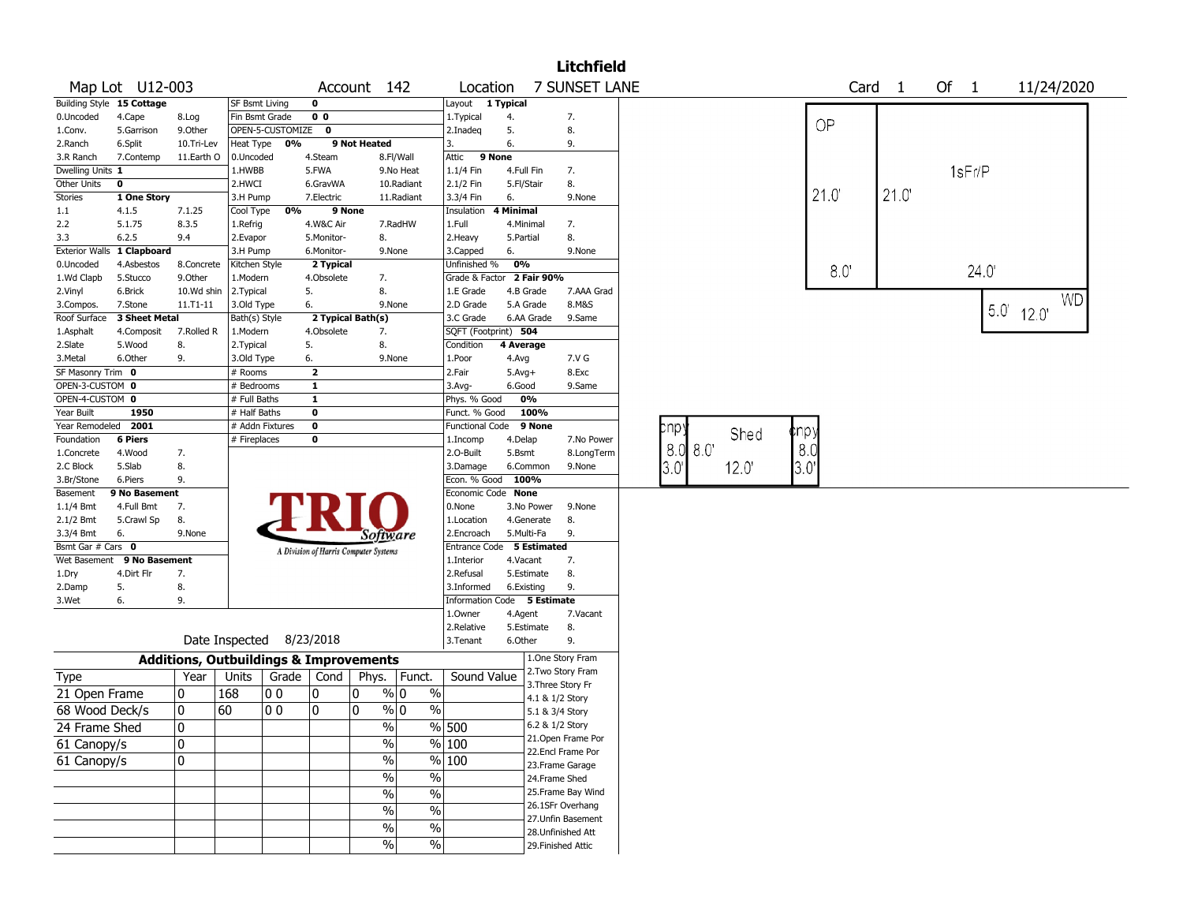# Litchfield

**Map Lot** U12-003 **Account** 142 **Location** 7 SUNSET LANE **Card** 1 **Of** 1 11/24/2020

| Building Style | 15 Cottage | | SF Bsmt Living | 0 | | Layout | 1 Typical | |
|---|---|---|---|---|---|---|---|---|
| 0.Uncoded | 4.Cape | 8.Log | Fin Bsmt Grade | 0 0 | | 1.Typical | 4. | 7. |
| 1.Conv. | 5.Garrison | 9.Other | OPEN-5-CUSTOMIZE | 0 | | 2.Inadeq | 5. | 8. |
| 2.Ranch | 6.Split | 10.Tri-Lev | Heat Type 0% | 9 Not Heated | | 3. | 6. | 9. |
| 3.R Ranch | 7.Contemp | 11.Earth O | 0.Uncoded | 4.Steam | 8.Fl/Wall | Attic | 9 None | |
| Dwelling Units | 1 | | 1.HWBB | 5.FWA | 9.No Heat | 1.1/4 Fin | 4.Full Fin | 7. |
| Other Units | 0 | | 2.HWCI | 6.GravWA | 10.Radiant | 2.1/2 Fin | 5.Fl/Stair | 8. |
| Stories | 1 One Story | | 3.H Pump | 7.Electric | 11.Radiant | 3.3/4 Fin | 6. | 9.None |
| 1.1 | 4.1.5 | 7.1.25 | Cool Type 0% | 9 None | | Insulation | 4 Minimal | |
| 2.2 | 5.1.75 | 8.3.5 | 1.Refrig | 4.W&C Air | 7.RadHW | 1.Full | 4.Minimal | 7. |
| 3.3 | 6.2.5 | 9.4 | 2.Evapor | 5.Monitor- | 8. | 2.Heavy | 5.Partial | 8. |
| Exterior Walls | 1 Clapboard | | 3.H Pump | 6.Monitor- | 9.None | 3.Capped | 6. | 9.None |
| 0.Uncoded | 4.Asbestos | 8.Concrete | Kitchen Style | 2 Typical | | Unfinished % | 0% | |
| 1.Wd Clapb | 5.Stucco | 9.Other | 1.Modern | 4.Obsolete | 7. | Grade & Factor | 2 Fair 90% | |
| 2.Vinyl | 6.Brick | 10.Wd shin | 2.Typical | 5. | 8. | 1.E Grade | 4.B Grade | 7.AAA Grad |
| 3.Compos. | 7.Stone | 11.T1-11 | 3.Old Type | 6. | 9.None | 2.D Grade | 5.A Grade | 8.M&S |
| Roof Surface | 3 Sheet Metal | | Bath(s) Style | 2 Typical Bath(s) | | 3.C Grade | 6.AA Grade | 9.Same |
| 1.Asphalt | 4.Composit | 7.Rolled R | 1.Modern | 4.Obsolete | 7. | SQFT (Footprint) | 504 | |
| 2.Slate | 5.Wood | 8. | 2.Typical | 5. | 8. | Condition | 4 Average | |
| 3.Metal | 6.Other | 9. | 3.Old Type | 6. | 9.None | 1.Poor | 4.Avg | 7.V G |
| SF Masonry Trim | 0 | | # Rooms | 2 | | 2.Fair | 5.Avg+ | 8.Exc |
| OPEN-3-CUSTOM | 0 | | # Bedrooms | 1 | | 3.Avg- | 6.Good | 9.Same |
| OPEN-4-CUSTOM | 0 | | # Full Baths | 1 | | Phys. % Good | 0% | |
| Year Built | 1950 | | # Half Baths | 0 | | Funct. % Good | 100% | |
| Year Remodeled | 2001 | | # Addn Fixtures | 0 | | Functional Code | 9 None | |
| Foundation | 6 Piers | | # Fireplaces | 0 | | 1.Incomp | 4.Delap | 7.No Power |
| 1.Concrete | 4.Wood | 7. | | | | 2.O-Built | 5.Bsmt | 8.LongTerm |
| 2.C Block | 5.Slab | 8. | | | | 3.Damage | 6.Common | 9.None |
| 3.Br/Stone | 6.Piers | 9. | | | | Econ. % Good | 100% | |
| Basement | 9 No Basement | | | | | Economic Code | None | |
| 1.1/4 Bmt | 4.Full Bmt | 7. | | | | 0.None | 3.No Power | 9.None |
| 2.1/2 Bmt | 5.Crawl Sp | 8. | | | | 1.Location | 4.Generate | 8. |
| 3.3/4 Bmt | 6. | 9.None | | | | 2.Encroach | 5.Multi-Fa | 9. |
| Bsmt Gar # Cars | 0 | | | | | Entrance Code | 5 Estimated | |
| Wet Basement | 9 No Basement | | | | | 1.Interior | 4.Vacant | 7. |
| 1.Dry | 4.Dirt Flr | 7. | | | | 2.Refusal | 5.Estimate | 8. |
| 2.Damp | 5. | 8. | | | | 3.Informed | 6.Existing | 9. |
| 3.Wet | 6. | 9. | | | | Information Code | 5 Estimate | |
| | | | | | | 1.Owner | 4.Agent | 7.Vacant |
| | | | | | | 2.Relative | 5.Estimate | 8. |
| | | | Date Inspected | 8/23/2018 | | 3.Tenant | 6.Other | 9. |

TRIO Software — A Division of Harris Computer Systems

## Additions, Outbuildings & Improvements

| Type | Year | Units | Grade | Cond | Phys. | Funct. | Sound Value |
|---|---|---|---|---|---|---|---|
| 21 Open Frame | 0 | 168 | 0 0 | 0 | 0 % | 0 % | |
| 68 Wood Deck/s | 0 | 60 | 0 0 | 0 | 0 % | 0 % | |
| 24 Frame Shed | 0 | | | | % | % | 500 |
| 61 Canopy/s | 0 | | | | % | % | 100 |
| 61 Canopy/s | 0 | | | | % | % | 100 |
| | | | | | % | % | |
| | | | | | % | % | |
| | | | | | % | % | |
| | | | | | % | % | |
| | | | | | % | % | |

1.One Story Fram
2.Two Story Fram
3.Three Story Fr
4.1 & 1/2 Story
5.1 & 3/4 Story
6.2 & 1/2 Story
21.Open Frame Por
22.Encl Frame Por
23.Frame Garage
24.Frame Shed
25.Frame Bay Wind
26.1SFr Overhang
27.Unfin Basement
28.Unfinished Att
29.Finished Attic

Sketch labels: OP 21.0' 8.0'; 1sFr/P 21.0' 24.0'; WD 5.0' 12.0'; Shed 8.0' 12.0'; cnpy 8.0 3.0'; cnpy 8.0 3.0'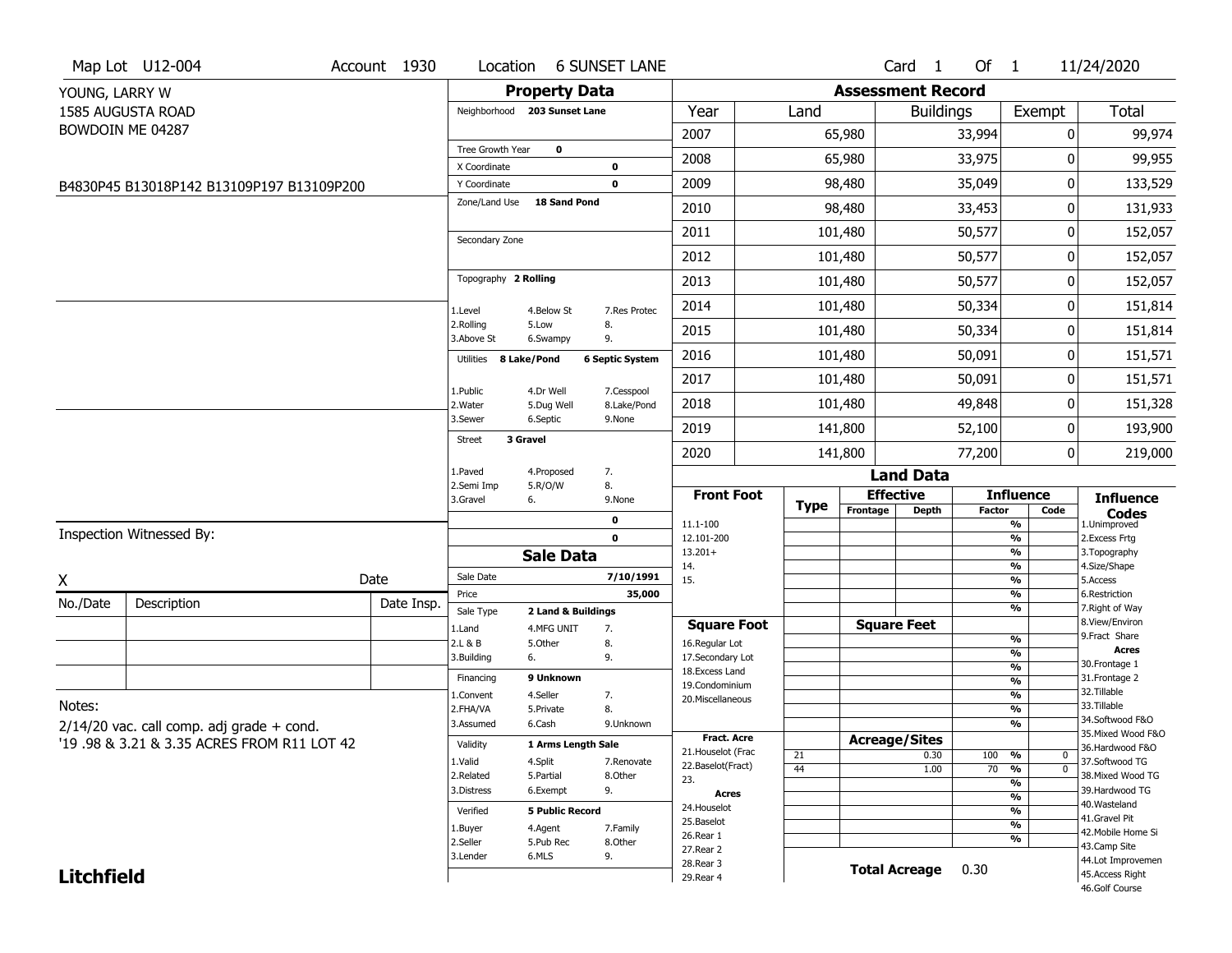Map Lot U12-004 | Account 1930 | Location 6 SUNSET LANE | Card 1 Of 1 | 11/24/2020

YOUNG, LARRY W
1585 AUGUSTA ROAD
BOWDOIN ME 04287

B4830P45 B13018P142 B13109P197 B13109P200

## Property Data

Neighborhood **203 Sunset Lane**

Tree Growth Year **0**
X Coordinate **0**
Y Coordinate **0**
Zone/Land Use **18 Sand Pond**

Secondary Zone

Topography **2 Rolling**

| | | |
|---|---|---|
| 1.Level | 4.Below St | 7.Res Protec |
| 2.Rolling | 5.Low | 8. |
| 3.Above St | 6.Swampy | 9. |

Utilities **8 Lake/Pond** **6 Septic System**

| | | |
|---|---|---|
| 1.Public | 4.Dr Well | 7.Cesspool |
| 2.Water | 5.Dug Well | 8.Lake/Pond |
| 3.Sewer | 6.Septic | 9.None |

Street **3 Gravel**

| | | |
|---|---|---|
| 1.Paved | 4.Proposed | 7. |
| 2.Semi Imp | 5.R/O/W | 8. |
| 3.Gravel | 6. | 9.None |

0
0

## Sale Data

Sale Date **7/10/1991**
Price **35,000**
Sale Type **2 Land & Buildings**

| | | |
|---|---|---|
| 1.Land | 4.MFG UNIT | 7. |
| 2.L & B | 5.Other | 8. |
| 3.Building | 6. | 9. |

Financing **9 Unknown**

| | | |
|---|---|---|
| 1.Convent | 4.Seller | 7. |
| 2.FHA/VA | 5.Private | 8. |
| 3.Assumed | 6.Cash | 9.Unknown |

Validity **1 Arms Length Sale**

| | | |
|---|---|---|
| 1.Valid | 4.Split | 7.Renovate |
| 2.Related | 5.Partial | 8.Other |
| 3.Distress | 6.Exempt | 9. |

Verified **5 Public Record**

| | | |
|---|---|---|
| 1.Buyer | 4.Agent | 7.Family |
| 2.Seller | 5.Pub Rec | 8.Other |
| 3.Lender | 6.MLS | 9. |

## Assessment Record

| Year | Land | Buildings | Exempt | Total |
|---|---|---|---|---|
| 2007 | 65,980 | 33,994 | 0 | 99,974 |
| 2008 | 65,980 | 33,975 | 0 | 99,955 |
| 2009 | 98,480 | 35,049 | 0 | 133,529 |
| 2010 | 98,480 | 33,453 | 0 | 131,933 |
| 2011 | 101,480 | 50,577 | 0 | 152,057 |
| 2012 | 101,480 | 50,577 | 0 | 152,057 |
| 2013 | 101,480 | 50,577 | 0 | 152,057 |
| 2014 | 101,480 | 50,334 | 0 | 151,814 |
| 2015 | 101,480 | 50,334 | 0 | 151,814 |
| 2016 | 101,480 | 50,091 | 0 | 151,571 |
| 2017 | 101,480 | 50,091 | 0 | 151,571 |
| 2018 | 101,480 | 49,848 | 0 | 151,328 |
| 2019 | 141,800 | 52,100 | 0 | 193,900 |
| 2020 | 141,800 | 77,200 | 0 | 219,000 |

## Land Data

| Front Foot | Type | Effective Frontage | Effective Depth | Influence Factor | Influence Code |
|---|---|---|---|---|---|
| 11.1-100 | | | | % | |
| 12.101-200 | | | | % | |
| 13.201+ | | | | % | |
| 14. | | | | % | |
| 15. | | | | % | |
| | | | | % | |
| | | | | % | |
| **Square Foot** | | **Square Feet** | | | |
| 16.Regular Lot | | | | % | |
| 17.Secondary Lot | | | | % | |
| 18.Excess Land | | | | % | |
| 19.Condominium | | | | % | |
| 20.Miscellaneous | | | | % | |
| | | | | % | |
| | | | | % | |
| **Fract. Acre** | | **Acreage/Sites** | | | |
| 21.Houselot (Frac | 21 | | 0.30 | 100 % | 0 |
| 22.Baselot(Fract) | 44 | | 1.00 | 70 % | 0 |
| 23. | | | | % | |
| **Acres** | | | | % | |
| 24.Houselot | | | | % | |
| 25.Baselot | | | | % | |
| 26.Rear 1 | | | | % | |
| 27.Rear 2 | | | | | |
| 28.Rear 3 | | | | | |
| 29.Rear 4 | | | | | |

**Total Acreage** 0.30

**Influence Codes**
1.Unimproved
2.Excess Frtg
3.Topography
4.Size/Shape
5.Access
6.Restriction
7.Right of Way
8.View/Environ
9.Fract Share

**Acres**
30.Frontage 1
31.Frontage 2
32.Tillable
33.Tillable
34.Softwood F&O
35.Mixed Wood F&O
36.Hardwood F&O
37.Softwood TG
38.Mixed Wood TG
39.Hardwood TG
40.Wasteland
41.Gravel Pit
42.Mobile Home Si
43.Camp Site
44.Lot Improvemen
45.Access Right
46.Golf Course

Inspection Witnessed By:

X ______ Date

| No./Date | Description | Date Insp. |
|---|---|---|
| | | |
| | | |
| | | |

Notes:
2/14/20 vac. call comp. adj grade + cond.
'19 .98 & 3.21 & 3.35 ACRES FROM R11 LOT 42

**Litchfield**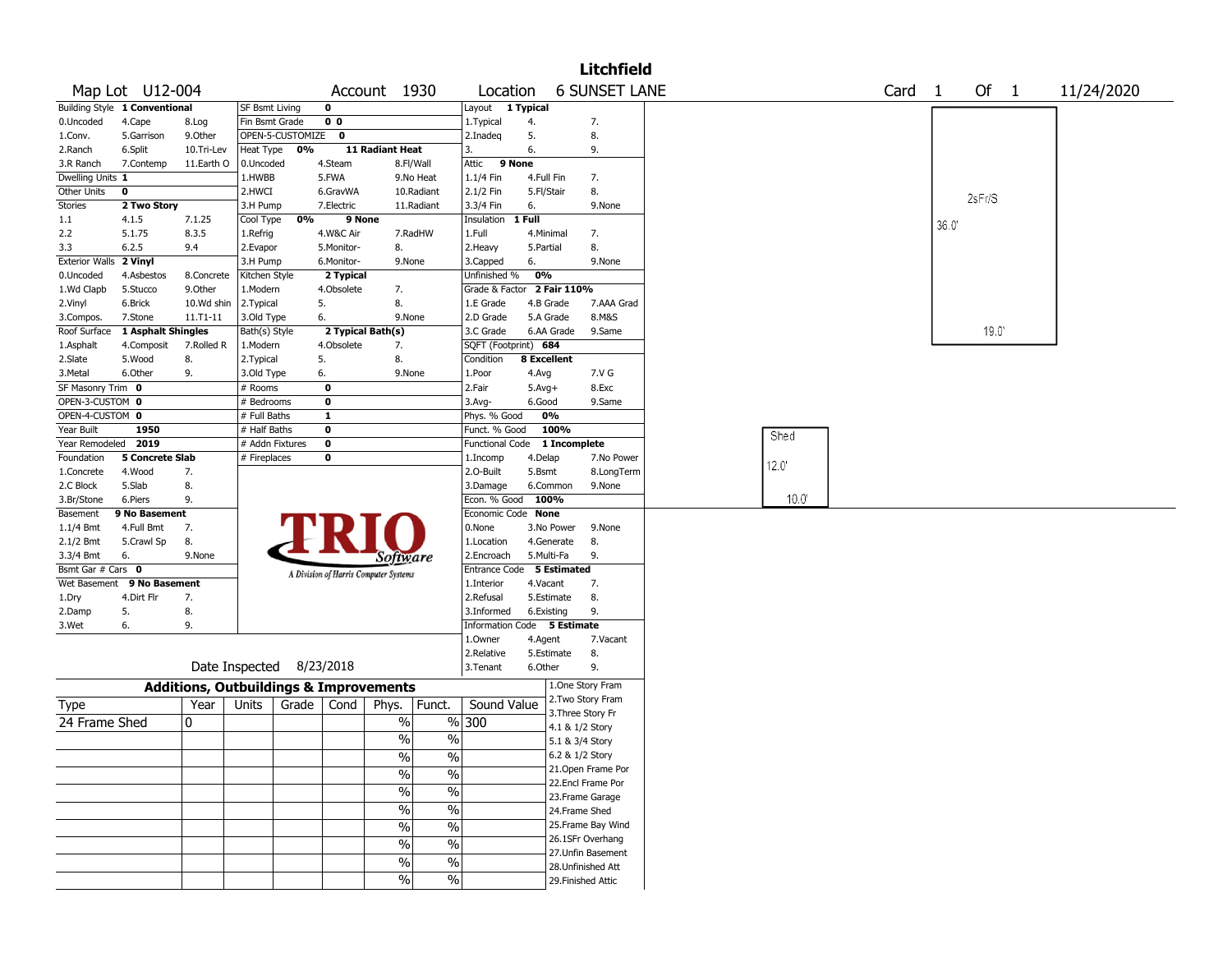# Litchfield

**Map Lot** U12-004 **Account** 1930 **Location** 6 SUNSET LANE **Card** 1 **Of** 1 11/24/2020

| Building Style | 1 Conventional | | SF Bsmt Living | 0 | | Layout | 1 Typical | |
|---|---|---|---|---|---|---|---|---|
| 0.Uncoded | 4.Cape | 8.Log | Fin Bsmt Grade | 0 0 | | 1.Typical | 4. | 7. |
| 1.Conv. | 5.Garrison | 9.Other | OPEN-5-CUSTOMIZE | 0 | | 2.Inadeq | 5. | 8. |
| 2.Ranch | 6.Split | 10.Tri-Lev | Heat Type 0% | 11 Radiant Heat | | 3. | 6. | 9. |
| 3.R Ranch | 7.Contemp | 11.Earth O | 0.Uncoded | 4.Steam | 8.Fl/Wall | Attic | 9 None | |
| Dwelling Units | 1 | | 1.HWBB | 5.FWA | 9.No Heat | 1.1/4 Fin | 4.Full Fin | 7. |
| Other Units | 0 | | 2.HWCI | 6.GravWA | 10.Radiant | 2.1/2 Fin | 5.Fl/Stair | 8. |
| Stories | 2 Two Story | | 3.H Pump | 7.Electric | 11.Radiant | 3.3/4 Fin | 6. | 9.None |
| 1.1 | 4.1.5 | 7.1.25 | Cool Type 0% | 9 None | | Insulation | 1 Full | |
| 2.2 | 5.1.75 | 8.3.5 | 1.Refrig | 4.W&C Air | 7.RadHW | 1.Full | 4.Minimal | 7. |
| 3.3 | 6.2.5 | 9.4 | 2.Evapor | 5.Monitor- | 8. | 2.Heavy | 5.Partial | 8. |
| Exterior Walls | 2 Vinyl | | 3.H Pump | 6.Monitor- | 9.None | 3.Capped | 6. | 9.None |
| 0.Uncoded | 4.Asbestos | 8.Concrete | Kitchen Style | 2 Typical | | Unfinished % | 0% | |
| 1.Wd Clapb | 5.Stucco | 9.Other | 1.Modern | 4.Obsolete | 7. | Grade & Factor | 2 Fair 110% | |
| 2.Vinyl | 6.Brick | 10.Wd shin | 2.Typical | 5. | 8. | 1.E Grade | 4.B Grade | 7.AAA Grad |
| 3.Compos. | 7.Stone | 11.T1-11 | 3.Old Type | 6. | 9.None | 2.D Grade | 5.A Grade | 8.M&S |
| Roof Surface | 1 Asphalt Shingles | | Bath(s) Style | 2 Typical Bath(s) | | 3.C Grade | 6.AA Grade | 9.Same |
| 1.Asphalt | 4.Composit | 7.Rolled R | 1.Modern | 4.Obsolete | 7. | SQFT (Footprint) | 684 | |
| 2.Slate | 5.Wood | 8. | 2.Typical | 5. | 8. | Condition | 8 Excellent | |
| 3.Metal | 6.Other | 9. | 3.Old Type | 6. | 9.None | 1.Poor | 4.Avg | 7.V G |
| SF Masonry Trim | 0 | | # Rooms | 0 | | 2.Fair | 5.Avg+ | 8.Exc |
| OPEN-3-CUSTOM | 0 | | # Bedrooms | 0 | | 3.Avg- | 6.Good | 9.Same |
| OPEN-4-CUSTOM | 0 | | # Full Baths | 1 | | Phys. % Good | 0% | |
| Year Built | 1950 | | # Half Baths | 0 | | Funct. % Good | 100% | |
| Year Remodeled | 2019 | | # Addn Fixtures | 0 | | Functional Code | 1 Incomplete | |
| Foundation | 5 Concrete Slab | | # Fireplaces | 0 | | 1.Incomp | 4.Delap | 7.No Power |
| 1.Concrete | 4.Wood | 7. | | | | 2.O-Built | 5.Bsmt | 8.LongTerm |
| 2.C Block | 5.Slab | 8. | | | | 3.Damage | 6.Common | 9.None |
| 3.Br/Stone | 6.Piers | 9. | | | | Econ. % Good | 100% | |
| Basement | 9 No Basement | | | | | Economic Code | None | |
| 1.1/4 Bmt | 4.Full Bmt | 7. | | | | 0.None | 3.No Power | 9.None |
| 2.1/2 Bmt | 5.Crawl Sp | 8. | | | | 1.Location | 4.Generate | 8. |
| 3.3/4 Bmt | 6. | 9.None | | | | 2.Encroach | 5.Multi-Fa | 9. |
| Bsmt Gar # Cars | 0 | | | | | Entrance Code | 5 Estimated | |
| Wet Basement | 9 No Basement | | | | | 1.Interior | 4.Vacant | 7. |
| 1.Dry | 4.Dirt Flr | 7. | | | | 2.Refusal | 5.Estimate | 8. |
| 2.Damp | 5. | 8. | | | | 3.Informed | 6.Existing | 9. |
| 3.Wet | 6. | 9. | | | | Information Code | 5 Estimate | |
| | | | | | | 1.Owner | 4.Agent | 7.Vacant |
| | | | | | | 2.Relative | 5.Estimate | 8. |
| | | | | | | 3.Tenant | 6.Other | 9. |

Date Inspected 8/23/2018

TRIO Software — A Division of Harris Computer Systems

## Additions, Outbuildings & Improvements

| Type | Year | Units | Grade | Cond | Phys. | Funct. | Sound Value |
|---|---|---|---|---|---|---|---|
| 24 Frame Shed | 0 | | | | % | % | 300 |
| | | | | | % | % | |
| | | | | | % | % | |
| | | | | | % | % | |
| | | | | | % | % | |
| | | | | | % | % | |
| | | | | | % | % | |
| | | | | | % | % | |
| | | | | | % | % | |
| | | | | | % | % | |

1.One Story Fram
2.Two Story Fram
3.Three Story Fr
4.1 & 1/2 Story
5.1 & 3/4 Story
6.2 & 1/2 Story
21.Open Frame Por
22.Encl Frame Por
23.Frame Garage
24.Frame Shed
25.Frame Bay Wind
26.1SFr Overhang
27.Unfin Basement
28.Unfinished Att
29.Finished Attic

Sketch: 2sFr/S 36.0' × 19.0'; Shed 12.0' × 10.0'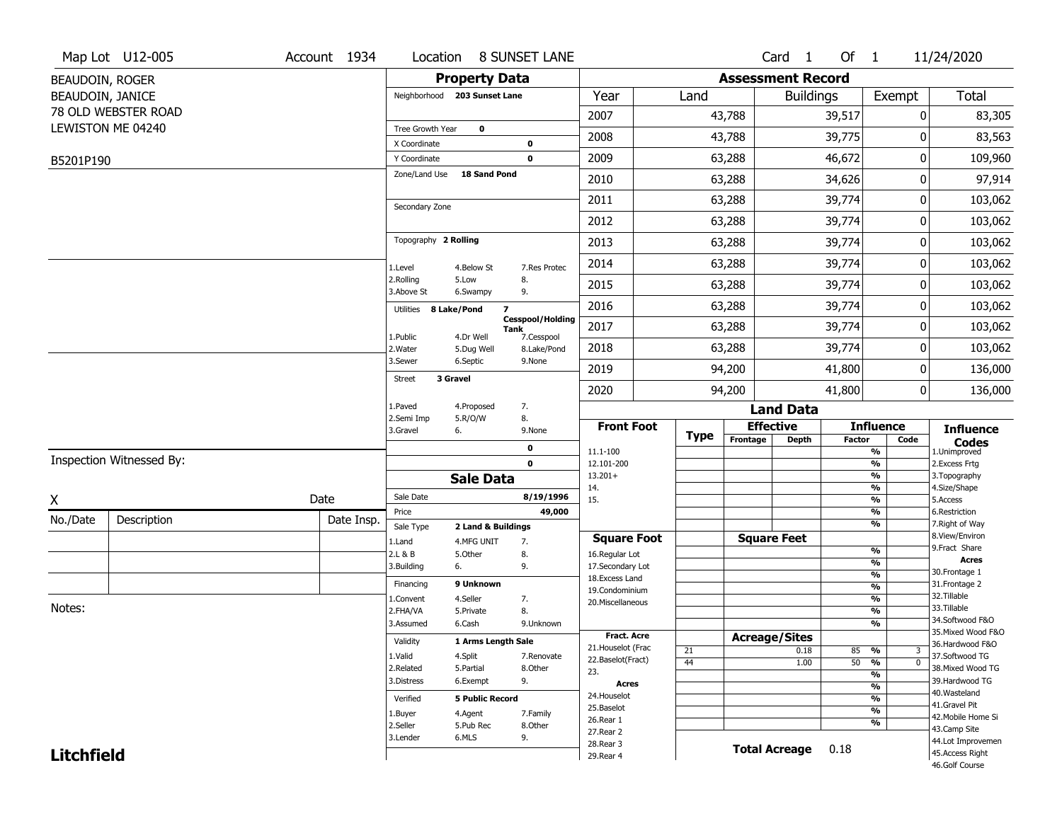Map Lot U12-005 | Account 1934 | Location 8 SUNSET LANE | Card 1 Of 1 | 11/24/2020

BEAUDOIN, ROGER
BEAUDOIN, JANICE
78 OLD WEBSTER ROAD
LEWISTON ME 04240

B5201P190

## Property Data

Neighborhood 203 Sunset Lane

Tree Growth Year 0
X Coordinate 0
Y Coordinate 0
Zone/Land Use 18 Sand Pond

Secondary Zone

Topography 2 Rolling

1.Level 4.Below St 7.Res Protec
2.Rolling 5.Low 8.
3.Above St 6.Swampy 9.

Utilities 8 Lake/Pond 7 Cesspool/Holding Tank

1.Public 4.Dr Well 7.Cesspool
2.Water 5.Dug Well 8.Lake/Pond
3.Sewer 6.Septic 9.None

Street 3 Gravel

1.Paved 4.Proposed 7.
2.Semi Imp 5.R/O/W 8.
3.Gravel 6. 9.None

0
0

## Sale Data

Sale Date 8/19/1996
Price 49,000
Sale Type 2 Land & Buildings

1.Land 4.MFG UNIT 7.
2.L & B 5.Other 8.
3.Building 6. 9.

Financing 9 Unknown

1.Convent 4.Seller 7.
2.FHA/VA 5.Private 8.
3.Assumed 6.Cash 9.Unknown

Validity 1 Arms Length Sale

1.Valid 4.Split 7.Renovate
2.Related 5.Partial 8.Other
3.Distress 6.Exempt 9.

Verified 5 Public Record

1.Buyer 4.Agent 7.Family
2.Seller 5.Pub Rec 8.Other
3.Lender 6.MLS 9.

## Assessment Record

| Year | Land | Buildings | Exempt | Total |
|---|---|---|---|---|
| 2007 | 43,788 | 39,517 | 0 | 83,305 |
| 2008 | 43,788 | 39,775 | 0 | 83,563 |
| 2009 | 63,288 | 46,672 | 0 | 109,960 |
| 2010 | 63,288 | 34,626 | 0 | 97,914 |
| 2011 | 63,288 | 39,774 | 0 | 103,062 |
| 2012 | 63,288 | 39,774 | 0 | 103,062 |
| 2013 | 63,288 | 39,774 | 0 | 103,062 |
| 2014 | 63,288 | 39,774 | 0 | 103,062 |
| 2015 | 63,288 | 39,774 | 0 | 103,062 |
| 2016 | 63,288 | 39,774 | 0 | 103,062 |
| 2017 | 63,288 | 39,774 | 0 | 103,062 |
| 2018 | 63,288 | 39,774 | 0 | 103,062 |
| 2019 | 94,200 | 41,800 | 0 | 136,000 |
| 2020 | 94,200 | 41,800 | 0 | 136,000 |

## Land Data

| Front Foot | Type | Effective Frontage | Effective Depth | Influence Factor | Influence Code |
|---|---|---|---|---|---|
| 11.1-100 | | | | % | |
| 12.101-200 | | | | % | |
| 13.201+ | | | | % | |
| 14. | | | | % | |
| 15. | | | | % | |
| | | | | % | |
| | | | | % | |
| **Square Foot** | | **Square Feet** | | | |
| 16.Regular Lot | | | | % | |
| 17.Secondary Lot | | | | % | |
| 18.Excess Land | | | | % | |
| 19.Condominium | | | | % | |
| 20.Miscellaneous | | | | % | |
| | | | | % | |
| | | | | % | |
| **Fract. Acre** | | **Acreage/Sites** | | | |
| 21.Houselot (Frac | 21 | | 0.18 | 85 % | 3 |
| 22.Baselot(Fract) | 44 | | 1.00 | 50 % | 0 |
| 23. | | | | % | |
| **Acres** | | | | % | |
| 24.Houselot | | | | % | |
| 25.Baselot | | | | % | |
| 26.Rear 1 | | | | % | |
| 27.Rear 2 | | | | | |
| 28.Rear 3 | | | | | |
| 29.Rear 4 | | | | | |

**Total Acreage** 0.18

**Influence Codes**
1.Unimproved
2.Excess Frtg
3.Topography
4.Size/Shape
5.Access
6.Restriction
7.Right of Way
8.View/Environ
9.Fract Share

**Acres**
30.Frontage 1
31.Frontage 2
32.Tillable
33.Tillable
34.Softwood F&O
35.Mixed Wood F&O
36.Hardwood F&O
37.Softwood TG
38.Mixed Wood TG
39.Hardwood TG
40.Wasteland
41.Gravel Pit
42.Mobile Home Si
43.Camp Site
44.Lot Improvemen
45.Access Right
46.Golf Course

Inspection Witnessed By:

X Date

| No./Date | Description | Date Insp. |
|---|---|---|
| | | |
| | | |
| | | |

Notes:

**Litchfield**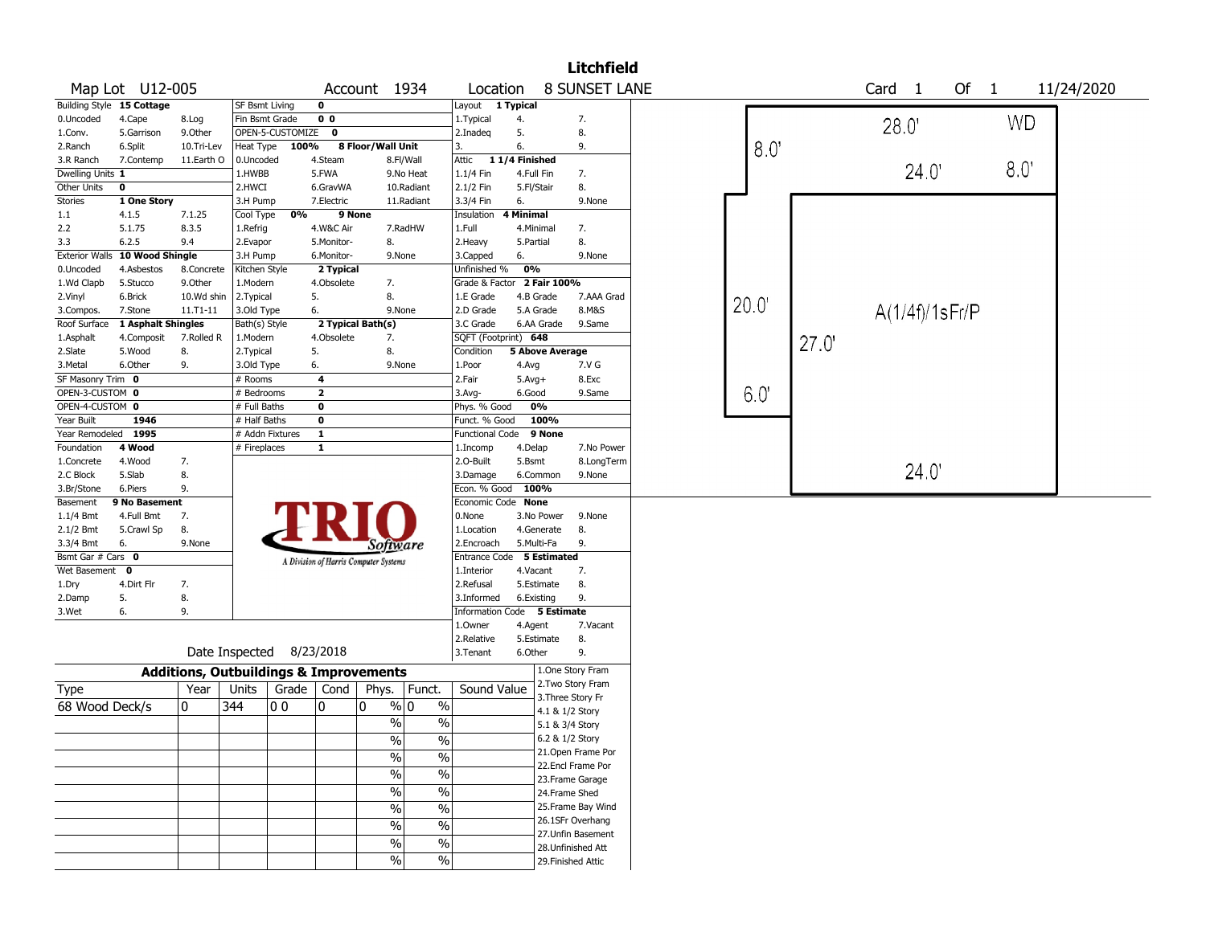# Litchfield

**Map Lot** U12-005 | **Account** 1934 | **Location** 8 SUNSET LANE | **Card** 1 **Of** 1 | 11/24/2020

| Field | Value | Options | | |
|---|---|---|---|---|
| Building Style | 15 Cottage | 0.Uncoded, 1.Conv., 2.Ranch, 3.R Ranch | 4.Cape, 5.Garrison, 6.Split, 7.Contemp | 8.Log, 9.Other, 10.Tri-Lev, 11.Earth O |
| Dwelling Units | 1 | | | |
| Other Units | 0 | | | |
| Stories | 1 One Story | 1.1, 2.2, 3.3 | 4.1.5, 5.1.75, 6.2.5 | 7.1.25, 8.3.5, 9.4 |
| Exterior Walls | 10 Wood Shingle | 0.Uncoded, 1.Wd Clapb, 2.Vinyl, 3.Compos. | 4.Asbestos, 5.Stucco, 6.Brick, 7.Stone | 8.Concrete, 9.Other, 10.Wd shin, 11.T1-11 |
| Roof Surface | 1 Asphalt Shingles | 1.Asphalt, 2.Slate, 3.Metal | 4.Composit, 5.Wood, 6.Other | 7.Rolled R, 8., 9. |
| SF Masonry Trim | 0 | | | |
| OPEN-3-CUSTOM | 0 | | | |
| OPEN-4-CUSTOM | 0 | | | |
| Year Built | 1946 | | | |
| Year Remodeled | 1995 | | | |
| Foundation | 4 Wood | 1.Concrete, 2.C Block, 3.Br/Stone | 4.Wood, 5.Slab, 6.Piers | 7., 8., 9. |
| Basement | 9 No Basement | 1.1/4 Bmt, 2.1/2 Bmt, 3.3/4 Bmt | 4.Full Bmt, 5.Crawl Sp, 6. | 7., 8., 9.None |
| Bsmt Gar # Cars | 0 | | | |
| Wet Basement | 0 | 1.Dry, 2.Damp, 3.Wet | 4.Dirt Flr, 5., 6. | 7., 8., 9. |

| Field | Value | Options | | |
|---|---|---|---|---|
| SF Bsmt Living | 0 | | | |
| Fin Bsmt Grade | 0 0 | | | |
| OPEN-5-CUSTOMIZE | 0 | | | |
| Heat Type | 100% 8 Floor/Wall Unit | 0.Uncoded, 1.HWBB, 2.HWCI, 3.H Pump | 4.Steam, 5.FWA, 6.GravWA, 7.Electric | 8.Fl/Wall, 9.No Heat, 10.Radiant, 11.Radiant |
| Cool Type | 0% 9 None | 1.Refrig, 2.Evapor, 3.H Pump | 4.W&C Air, 5.Monitor-, 6.Monitor- | 7.RadHW, 8., 9.None |
| Kitchen Style | 2 Typical | 1.Modern, 2.Typical, 3.Old Type | 4.Obsolete, 5., 6. | 7., 8., 9.None |
| Bath(s) Style | 2 Typical Bath(s) | 1.Modern, 2.Typical, 3.Old Type | 4.Obsolete, 5., 6. | 7., 8., 9.None |
| # Rooms | 4 | | | |
| # Bedrooms | 2 | | | |
| # Full Baths | 0 | | | |
| # Half Baths | 0 | | | |
| # Addn Fixtures | 1 | | | |
| # Fireplaces | 1 | | | |

| Field | Value | Options | | |
|---|---|---|---|---|
| Layout | 1 Typical | 1.Typical, 2.Inadeq, 3. | 4., 5., 6. | 7., 8., 9. |
| Attic | 1 1/4 Finished | 1.1/4 Fin, 2.1/2 Fin, 3.3/4 Fin | 4.Full Fin, 5.Fl/Stair, 6. | 7., 8., 9.None |
| Insulation | 4 Minimal | 1.Full, 2.Heavy, 3.Capped | 4.Minimal, 5.Partial, 6. | 7., 8., 9.None |
| Unfinished % | 0% | | | |
| Grade & Factor | 2 Fair 100% | 1.E Grade, 2.D Grade, 3.C Grade | 4.B Grade, 5.A Grade, 6.AA Grade | 7.AAA Grad, 8.M&S, 9.Same |
| SQFT (Footprint) | 648 | | | |
| Condition | 5 Above Average | 1.Poor, 2.Fair, 3.Avg- | 4.Avg, 5.Avg+, 6.Good | 7.V G, 8.Exc, 9.Same |
| Phys. % Good | 0% | | | |
| Funct. % Good | 100% | | | |
| Functional Code | 9 None | 1.Incomp, 2.O-Built, 3.Damage | 4.Delap, 5.Bsmt, 6.Common | 7.No Power, 8.LongTerm, 9.None |
| Econ. % Good | 100% | | | |
| Economic Code | None | 0.None, 1.Location, 2.Encroach | 3.No Power, 4.Generate, 5.Multi-Fa | 9.None, 8., 9. |
| Entrance Code | 5 Estimated | 1.Interior, 2.Refusal, 3.Informed | 4.Vacant, 5.Estimate, 6.Existing | 7., 8., 9. |
| Information Code | 5 Estimate | 1.Owner, 2.Relative, 3.Tenant | 4.Agent, 5.Estimate, 6.Other | 7.Vacant, 8., 9. |

Date Inspected 8/23/2018

TRIO Software — A Division of Harris Computer Systems

## Additions, Outbuildings & Improvements

| Type | Year | Units | Grade | Cond | Phys. | Funct. | Sound Value |
|---|---|---|---|---|---|---|---|
| 68 Wood Deck/s | 0 | 344 | 0 0 | 0 | 0 % | 0 % | |
| | | | | | % | % | |
| | | | | | % | % | |
| | | | | | % | % | |
| | | | | | % | % | |
| | | | | | % | % | |
| | | | | | % | % | |
| | | | | | % | % | |
| | | | | | % | % | |
| | | | | | % | % | |

1.One Story Fram, 2.Two Story Fram, 3.Three Story Fr, 4.1 & 1/2 Story, 5.1 & 3/4 Story, 6.2 & 1/2 Story, 21.Open Frame Por, 22.Encl Frame Por, 23.Frame Garage, 24.Frame Shed, 25.Frame Bay Wind, 26.1SFr Overhang, 27.Unfin Basement, 28.Unfinished Att, 29.Finished Attic

Sketch: WD 28.0' x 8.0' (24.0', 8.0'); A(1/4f)/1sFr/P 24.0' x 27.0' (20.0', 6.0')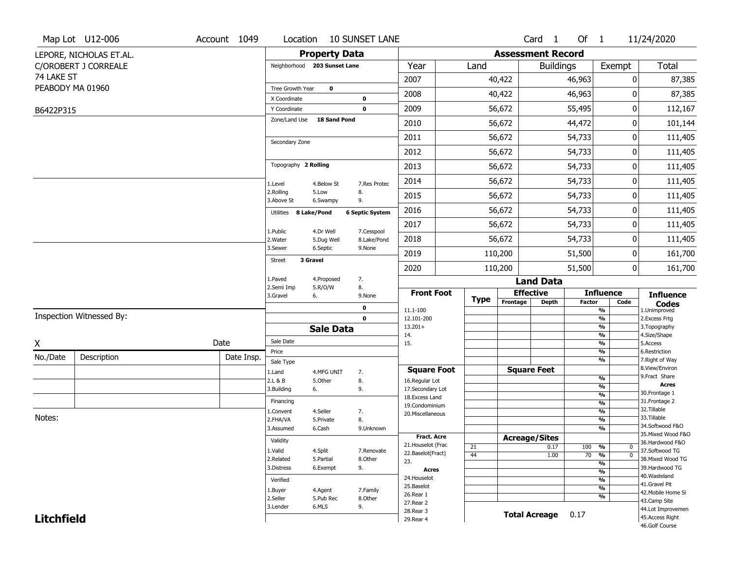Map Lot U12-006 | Account 1049 | Location 10 SUNSET LANE | Card 1 Of 1 | 11/24/2020

LEPORE, NICHOLAS ET.AL.
C/OROBERT J CORREALE
74 LAKE ST
PEABODY MA 01960

B6422P315

## Property Data

Neighborhood 203 Sunset Lane

Tree Growth Year 0
X Coordinate 0
Y Coordinate 0
Zone/Land Use 18 Sand Pond

Secondary Zone

Topography 2 Rolling

1.Level 4.Below St 7.Res Protec
2.Rolling 5.Low 8.
3.Above St 6.Swampy 9.

Utilities 8 Lake/Pond 6 Septic System

1.Public 4.Dr Well 7.Cesspool
2.Water 5.Dug Well 8.Lake/Pond
3.Sewer 6.Septic 9.None

Street 3 Gravel

1.Paved 4.Proposed 7.
2.Semi Imp 5.R/O/W 8.
3.Gravel 6. 9.None

0
0

## Assessment Record

| Year | Land | Buildings | Exempt | Total |
|---|---|---|---|---|
| 2007 | 40,422 | 46,963 | 0 | 87,385 |
| 2008 | 40,422 | 46,963 | 0 | 87,385 |
| 2009 | 56,672 | 55,495 | 0 | 112,167 |
| 2010 | 56,672 | 44,472 | 0 | 101,144 |
| 2011 | 56,672 | 54,733 | 0 | 111,405 |
| 2012 | 56,672 | 54,733 | 0 | 111,405 |
| 2013 | 56,672 | 54,733 | 0 | 111,405 |
| 2014 | 56,672 | 54,733 | 0 | 111,405 |
| 2015 | 56,672 | 54,733 | 0 | 111,405 |
| 2016 | 56,672 | 54,733 | 0 | 111,405 |
| 2017 | 56,672 | 54,733 | 0 | 111,405 |
| 2018 | 56,672 | 54,733 | 0 | 111,405 |
| 2019 | 110,200 | 51,500 | 0 | 161,700 |
| 2020 | 110,200 | 51,500 | 0 | 161,700 |

## Land Data

| Front Foot | Type | Effective Frontage | Effective Depth | Influence Factor | Influence Code |
|---|---|---|---|---|---|
| 11.1-100 | | | | % | |
| 12.101-200 | | | | % | |
| 13.201+ | | | | % | |
| 14. | | | | % | |
| 15. | | | | % | |
| | | | | % | |
| | | | | % | |

| Square Foot | Square Feet | | |
|---|---|---|---|
| 16.Regular Lot | | % | |
| 17.Secondary Lot | | % | |
| 18.Excess Land | | % | |
| 19.Condominium | | % | |
| 20.Miscellaneous | | % | |
| | | % | |
| | | % | |

| Fract. Acre | Type | Acreage/Sites | Influence Factor | Influence Code |
|---|---|---|---|---|
| 21.Houselot (Frac | 21 | 0.17 | 100 % | 0 |
| 22.Baselot(Fract) | 44 | 1.00 | 70 % | 0 |
| 23. | | | % | |
| **Acres** | | | % | |
| 24.Houselot | | | % | |
| 25.Baselot | | | % | |
| 26.Rear 1 | | | % | |
| 27.Rear 2 | | | | |
| 28.Rear 3 | | | | |
| 29.Rear 4 | | | | |

**Total Acreage** 0.17

**Influence Codes**
1.Unimproved
2.Excess Frtg
3.Topography
4.Size/Shape
5.Access
6.Restriction
7.Right of Way
8.View/Environ
9.Fract Share
**Acres**
30.Frontage 1
31.Frontage 2
32.Tillable
33.Tillable
34.Softwood F&O
35.Mixed Wood F&O
36.Hardwood F&O
37.Softwood TG
38.Mixed Wood TG
39.Hardwood TG
40.Wasteland
41.Gravel Pit
42.Mobile Home Si
43.Camp Site
44.Lot Improvemen
45.Access Right
46.Golf Course

## Sale Data

Sale Date
Price
Sale Type
1.Land 4.MFG UNIT 7.
2.L & B 5.Other 8.
3.Building 6. 9.

Financing
1.Convent 4.Seller 7.
2.FHA/VA 5.Private 8.
3.Assumed 6.Cash 9.Unknown

Validity
1.Valid 4.Split 7.Renovate
2.Related 5.Partial 8.Other
3.Distress 6.Exempt 9.

Verified
1.Buyer 4.Agent 7.Family
2.Seller 5.Pub Rec 8.Other
3.Lender 6.MLS 9.

Inspection Witnessed By:

X Date

| No./Date | Description | Date Insp. |
|---|---|---|
| | | |
| | | |
| | | |

Notes:

**Litchfield**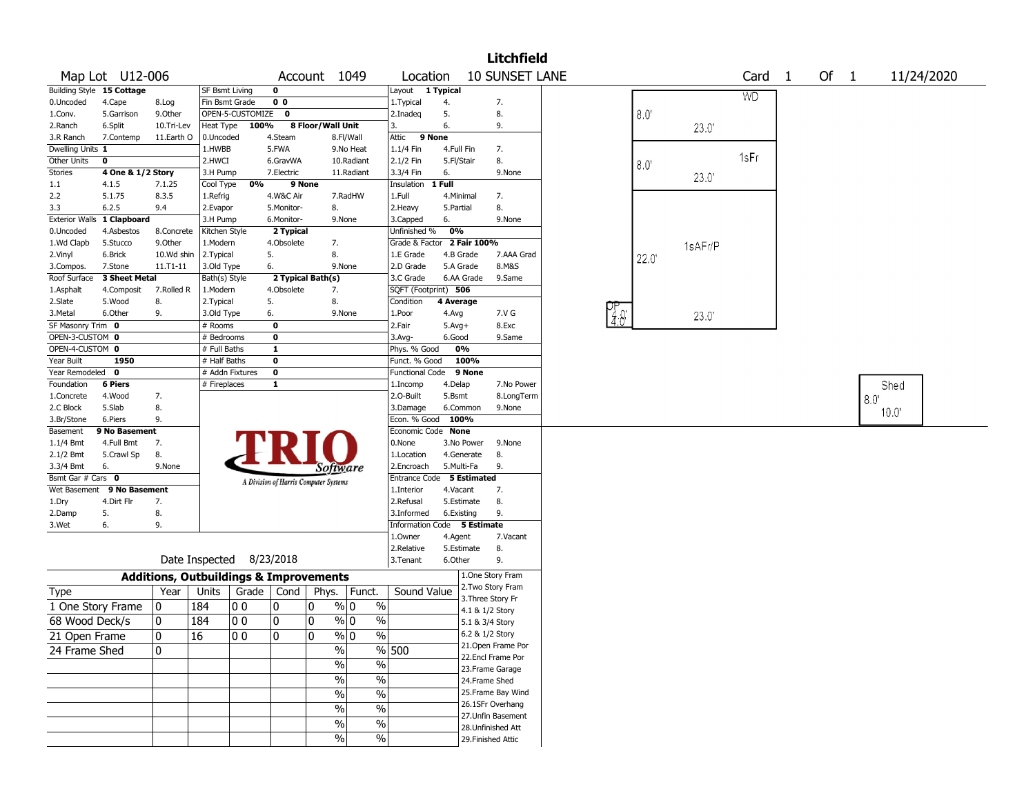# Litchfield

Map Lot U12-006 | Account 1049 | Location 10 SUNSET LANE | Card 1 Of 1 | 11/24/2020

| | | | | | | | |
|---|---|---|---|---|---|---|---|
| Building Style **15 Cottage** | | SF Bsmt Living **0** | | Layout **1 Typical** | | | |
| 0.Uncoded | 4.Cape | 8.Log | Fin Bsmt Grade **0 0** | | 1.Typical | 4. | 7. |
| 1.Conv. | 5.Garrison | 9.Other | OPEN-5-CUSTOMIZE **0** | | 2.Inadeq | 5. | 8. |
| 2.Ranch | 6.Split | 10.Tri-Lev | Heat Type **100%** **8 Floor/Wall Unit** | | 3. | 6. | 9. |
| 3.R Ranch | 7.Contemp | 11.Earth O | 0.Uncoded / 4.Steam / 8.Fl/Wall | | Attic **9 None** | | |
| Dwelling Units **1** | | | 1.HWBB / 5.FWA / 9.No Heat | | 1.1/4 Fin | 4.Full Fin | 7. |
| Other Units **0** | | | 2.HWCI / 6.GravWA / 10.Radiant | | 2.1/2 Fin | 5.Fl/Stair | 8. |
| Stories **4 One & 1/2 Story** | | | 3.H Pump / 7.Electric / 11.Radiant | | 3.3/4 Fin | 6. | 9.None |
| 1.1 | 4.1.5 | 7.1.25 | Cool Type **0%** **9 None** | | Insulation **1 Full** | | |
| 2.2 | 5.1.75 | 8.3.5 | 1.Refrig / 4.W&C Air / 7.RadHW | | 1.Full | 4.Minimal | 7. |
| 3.3 | 6.2.5 | 9.4 | 2.Evapor / 5.Monitor- / 8. | | 2.Heavy | 5.Partial | 8. |
| Exterior Walls **1 Clapboard** | | | 3.H Pump / 6.Monitor- / 9.None | | 3.Capped | 6. | 9.None |
| 0.Uncoded | 4.Asbestos | 8.Concrete | Kitchen Style **2 Typical** | | Unfinished % **0%** | | |
| 1.Wd Clapb | 5.Stucco | 9.Other | 1.Modern / 4.Obsolete / 7. | | Grade & Factor **2 Fair 100%** | | |
| 2.Vinyl | 6.Brick | 10.Wd shin | 2.Typical / 5. / 8. | | 1.E Grade | 4.B Grade | 7.AAA Grad |
| 3.Compos. | 7.Stone | 11.T1-11 | 3.Old Type / 6. / 9.None | | 2.D Grade | 5.A Grade | 8.M&S |
| Roof Surface **3 Sheet Metal** | | | Bath(s) Style **2 Typical Bath(s)** | | 3.C Grade | 6.AA Grade | 9.Same |
| 1.Asphalt | 4.Composit | 7.Rolled R | 1.Modern / 4.Obsolete / 7. | | SQFT (Footprint) **506** | | |
| 2.Slate | 5.Wood | 8. | 2.Typical / 5. / 8. | | Condition **4 Average** | | |
| 3.Metal | 6.Other | 9. | 3.Old Type / 6. / 9.None | | 1.Poor | 4.Avg | 7.V G |
| SF Masonry Trim **0** | | | # Rooms **0** | | 2.Fair | 5.Avg+ | 8.Exc |
| OPEN-3-CUSTOM **0** | | | # Bedrooms **0** | | 3.Avg- | 6.Good | 9.Same |
| OPEN-4-CUSTOM **0** | | | # Full Baths **1** | | Phys. % Good **0%** | | |
| Year Built **1950** | | | # Half Baths **0** | | Funct. % Good **100%** | | |
| Year Remodeled **0** | | | # Addn Fixtures **0** | | Functional Code **9 None** | | |
| Foundation **6 Piers** | | | # Fireplaces **1** | | 1.Incomp | 4.Delap | 7.No Power |
| 1.Concrete | 4.Wood | 7. | | | 2.O-Built | 5.Bsmt | 8.LongTerm |
| 2.C Block | 5.Slab | 8. | | | 3.Damage | 6.Common | 9.None |
| 3.Br/Stone | 6.Piers | 9. | | | Econ. % Good **100%** | | |
| Basement **9 No Basement** | | | | | Economic Code **None** | | |
| 1.1/4 Bmt | 4.Full Bmt | 7. | | | 0.None | 3.No Power | 9.None |
| 2.1/2 Bmt | 5.Crawl Sp | 8. | | | 1.Location | 4.Generate | 8. |
| 3.3/4 Bmt | 6. | 9.None | | | 2.Encroach | 5.Multi-Fa | 9. |
| Bsmt Gar # Cars **0** | | | | | Entrance Code **5 Estimated** | | |
| Wet Basement **9 No Basement** | | | | | 1.Interior | 4.Vacant | 7. |
| 1.Dry | 4.Dirt Flr | 7. | | | 2.Refusal | 5.Estimate | 8. |
| 2.Damp | 5. | 8. | | | 3.Informed | 6.Existing | 9. |
| 3.Wet | 6. | 9. | | | Information Code **5 Estimate** | | |
| | | | | | 1.Owner | 4.Agent | 7.Vacant |
| | | | | | 2.Relative | 5.Estimate | 8. |
| | | | Date Inspected 8/23/2018 | | 3.Tenant | 6.Other | 9. |

TRIO Software — A Division of Harris Computer Systems

## Additions, Outbuildings & Improvements

| Type | Year | Units | Grade | Cond | Phys. | Funct. | Sound Value |
|---|---|---|---|---|---|---|---|
| 1 One Story Frame | 0 | 184 | 0 0 | 0 | 0 % | 0 % | |
| 68 Wood Deck/s | 0 | 184 | 0 0 | 0 | 0 % | 0 % | |
| 21 Open Frame | 0 | 16 | 0 0 | 0 | 0 % | 0 % | |
| 24 Frame Shed | 0 | | | | % | % | 500 |
| | | | | | % | % | |
| | | | | | % | % | |
| | | | | | % | % | |
| | | | | | % | % | |
| | | | | | % | % | |
| | | | | | % | % | |

1.One Story Fram
2.Two Story Fram
3.Three Story Fr
4.1 & 1/2 Story
5.1 & 3/4 Story
6.2 & 1/2 Story
21.Open Frame Por
22.Encl Frame Por
23.Frame Garage
24.Frame Shed
25.Frame Bay Wind
26.1SFr Overhang
27.Unfin Basement
28.Unfinished Att
29.Finished Attic

Sketch labels: WD 8.0' × 23.0'; 1sFr 8.0' × 23.0'; 1sAFr/P 22.0' × 23.0'; OP 4.0' × 4.0'; Shed 8.0' × 10.0'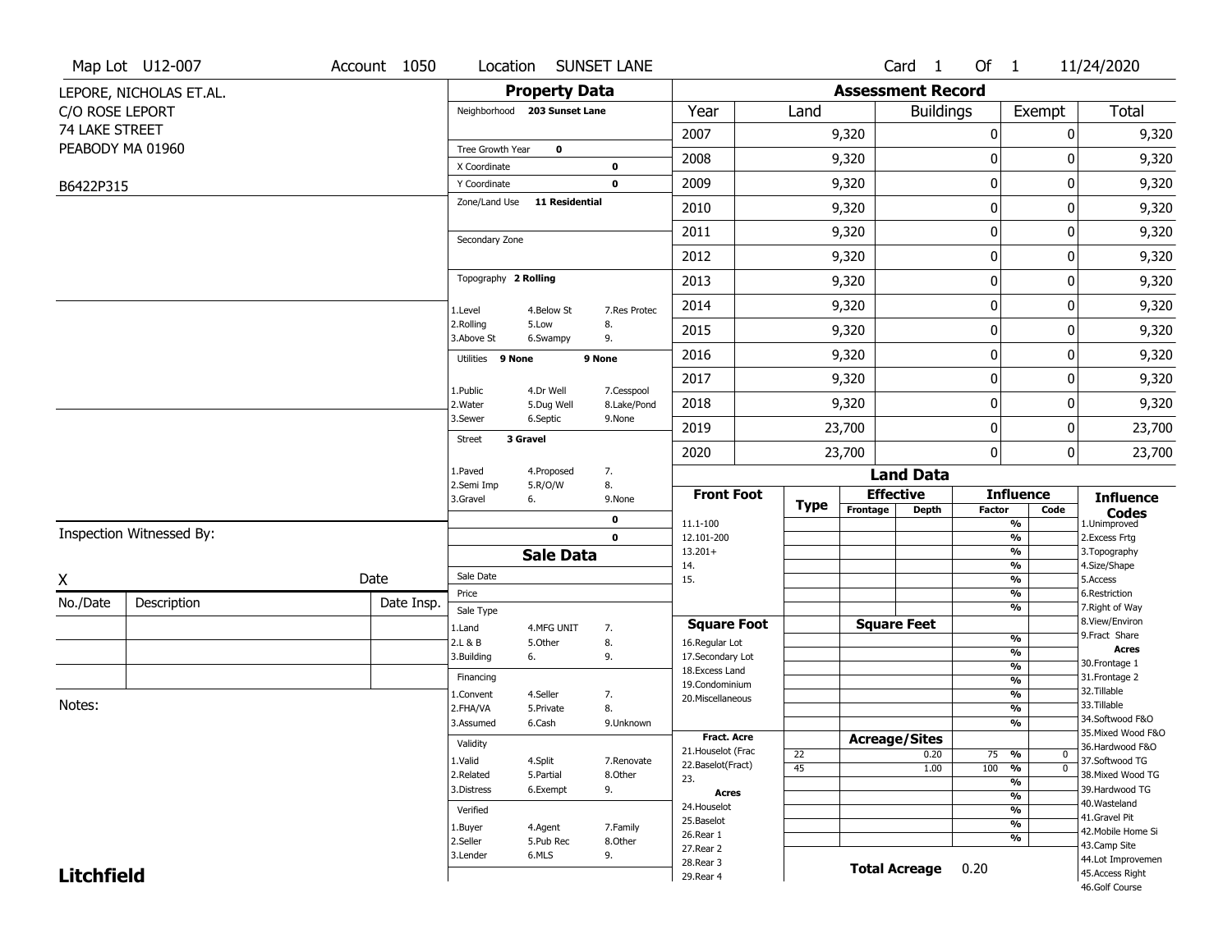Map Lot U12-007 | Account 1050 | Location SUNSET LANE | Card 1 Of 1 | 11/24/2020

LEPORE, NICHOLAS ET.AL.
C/O ROSE LEPORT
74 LAKE STREET
PEABODY MA 01960

B6422P315

## Property Data

| | | |
|---|---|---|
| Neighborhood | 203 Sunset Lane | |
| Tree Growth Year | 0 | |
| X Coordinate | | 0 |
| Y Coordinate | | 0 |
| Zone/Land Use | 11 Residential | |
| Secondary Zone | | |
| Topography | 2 Rolling | |
| 1.Level | 4.Below St | 7.Res Protec |
| 2.Rolling | 5.Low | 8. |
| 3.Above St | 6.Swampy | 9. |
| Utilities | 9 None | 9 None |
| 1.Public | 4.Dr Well | 7.Cesspool |
| 2.Water | 5.Dug Well | 8.Lake/Pond |
| 3.Sewer | 6.Septic | 9.None |
| Street | 3 Gravel | |
| 1.Paved | 4.Proposed | 7. |
| 2.Semi Imp | 5.R/O/W | 8. |
| 3.Gravel | 6. | 9.None |
| | | 0 |
| | | 0 |

## Sale Data

| | | |
|---|---|---|
| Sale Date | | |
| Price | | |
| Sale Type | | |
| 1.Land | 4.MFG UNIT | 7. |
| 2.L & B | 5.Other | 8. |
| 3.Building | 6. | 9. |
| Financing | | |
| 1.Convent | 4.Seller | 7. |
| 2.FHA/VA | 5.Private | 8. |
| 3.Assumed | 6.Cash | 9.Unknown |
| Validity | | |
| 1.Valid | 4.Split | 7.Renovate |
| 2.Related | 5.Partial | 8.Other |
| 3.Distress | 6.Exempt | 9. |
| Verified | | |
| 1.Buyer | 4.Agent | 7.Family |
| 2.Seller | 5.Pub Rec | 8.Other |
| 3.Lender | 6.MLS | 9. |

## Assessment Record

| Year | Land | Buildings | Exempt | Total |
|---|---|---|---|---|
| 2007 | 9,320 | 0 | 0 | 9,320 |
| 2008 | 9,320 | 0 | 0 | 9,320 |
| 2009 | 9,320 | 0 | 0 | 9,320 |
| 2010 | 9,320 | 0 | 0 | 9,320 |
| 2011 | 9,320 | 0 | 0 | 9,320 |
| 2012 | 9,320 | 0 | 0 | 9,320 |
| 2013 | 9,320 | 0 | 0 | 9,320 |
| 2014 | 9,320 | 0 | 0 | 9,320 |
| 2015 | 9,320 | 0 | 0 | 9,320 |
| 2016 | 9,320 | 0 | 0 | 9,320 |
| 2017 | 9,320 | 0 | 0 | 9,320 |
| 2018 | 9,320 | 0 | 0 | 9,320 |
| 2019 | 23,700 | 0 | 0 | 23,700 |
| 2020 | 23,700 | 0 | 0 | 23,700 |

## Land Data

| Front Foot | Type | Effective Frontage | Effective Depth | Influence Factor | Influence Code |
|---|---|---|---|---|---|
| 11.1-100 | | | | % | |
| 12.101-200 | | | | % | |
| 13.201+ | | | | % | |
| 14. | | | | % | |
| 15. | | | | % | |
| | | | | % | |
| | | | | % | |
| **Square Foot** | | **Square Feet** | | | |
| 16.Regular Lot | | | | % | |
| 17.Secondary Lot | | | | % | |
| 18.Excess Land | | | | % | |
| 19.Condominium | | | | % | |
| 20.Miscellaneous | | | | % | |
| | | | | % | |
| | | | | % | |
| **Fract. Acre** | | **Acreage/Sites** | | | |
| 21.Houselot (Frac | 22 | | 0.20 | 75 % | 0 |
| 22.Baselot(Fract) | 45 | | 1.00 | 100 % | 0 |
| 23. | | | | % | |
| **Acres** | | | | % | |
| 24.Houselot | | | | % | |
| 25.Baselot | | | | % | |
| 26.Rear 1 | | | | % | |
| 27.Rear 2 | | | | | |
| 28.Rear 3 | | | | | |
| 29.Rear 4 | | | | | |

**Total Acreage** 0.20

### Influence Codes

1.Unimproved
2.Excess Frtg
3.Topography
4.Size/Shape
5.Access
6.Restriction
7.Right of Way
8.View/Environ
9.Fract Share

**Acres**

30.Frontage 1
31.Frontage 2
32.Tillable
33.Tillable
34.Softwood F&O
35.Mixed Wood F&O
36.Hardwood F&O
37.Softwood TG
38.Mixed Wood TG
39.Hardwood TG
40.Wasteland
41.Gravel Pit
42.Mobile Home Si
43.Camp Site
44.Lot Improvemen
45.Access Right
46.Golf Course

Inspection Witnessed By:

X Date

| No./Date | Description | Date Insp. |
|---|---|---|
| | | |
| | | |
| | | |

Notes:

**Litchfield**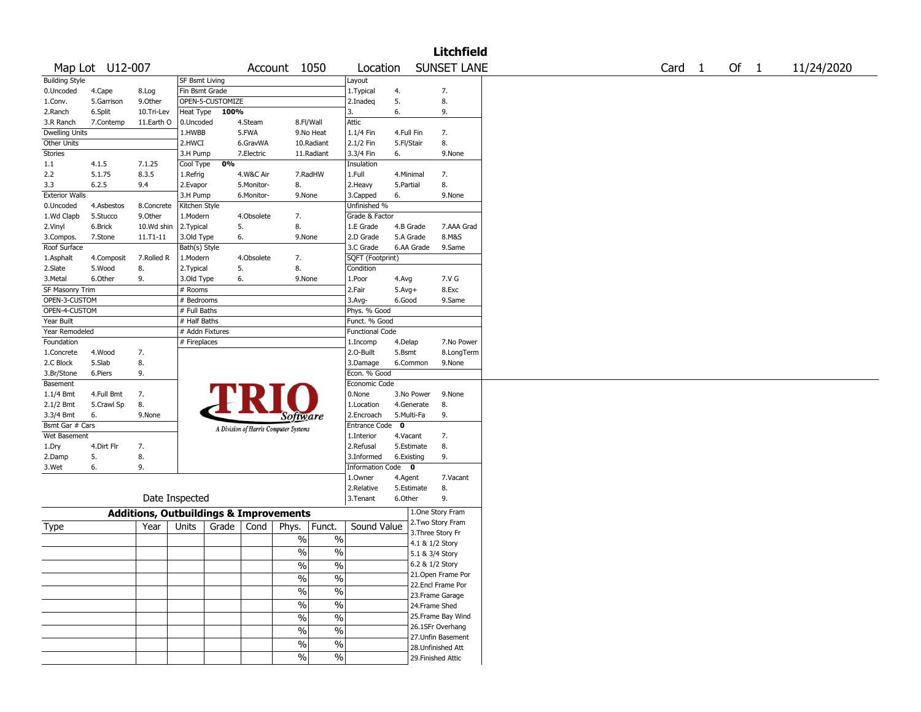# Litchfield

**Map Lot** U12-007 **Account** 1050 **Location** SUNSET LANE **Card** 1 **Of** 1 11/24/2020

| Building Style | | | SF Bsmt Living | | | Layout | | |
|---|---|---|---|---|---|---|---|---|
| 0.Uncoded | 4.Cape | 8.Log | Fin Bsmt Grade | | | 1.Typical | 4. | 7. |
| 1.Conv. | 5.Garrison | 9.Other | OPEN-5-CUSTOMIZE | | | 2.Inadeq | 5. | 8. |
| 2.Ranch | 6.Split | 10.Tri-Lev | Heat Type 100% | | | 3. | 6. | 9. |
| 3.R Ranch | 7.Contemp | 11.Earth O | 0.Uncoded | 4.Steam | 8.Fl/Wall | Attic | | |
| Dwelling Units | | | 1.HWBB | 5.FWA | 9.No Heat | 1.1/4 Fin | 4.Full Fin | 7. |
| Other Units | | | 2.HWCI | 6.GravWA | 10.Radiant | 2.1/2 Fin | 5.Fl/Stair | 8. |
| Stories | | | 3.H Pump | 7.Electric | 11.Radiant | 3.3/4 Fin | 6. | 9.None |
| 1.1 | 4.1.5 | 7.1.25 | Cool Type 0% | | | Insulation | | |
| 2.2 | 5.1.75 | 8.3.5 | 1.Refrig | 4.W&C Air | 7.RadHW | 1.Full | 4.Minimal | 7. |
| 3.3 | 6.2.5 | 9.4 | 2.Evapor | 5.Monitor- | 8. | 2.Heavy | 5.Partial | 8. |
| Exterior Walls | | | 3.H Pump | 6.Monitor- | 9.None | 3.Capped | 6. | 9.None |
| 0.Uncoded | 4.Asbestos | 8.Concrete | Kitchen Style | | | Unfinished % | | |
| 1.Wd Clapb | 5.Stucco | 9.Other | 1.Modern | 4.Obsolete | 7. | Grade & Factor | | |
| 2.Vinyl | 6.Brick | 10.Wd shin | 2.Typical | 5. | 8. | 1.E Grade | 4.B Grade | 7.AAA Grad |
| 3.Compos. | 7.Stone | 11.T1-11 | 3.Old Type | 6. | 9.None | 2.D Grade | 5.A Grade | 8.M&S |
| Roof Surface | | | Bath(s) Style | | | 3.C Grade | 6.AA Grade | 9.Same |
| 1.Asphalt | 4.Composit | 7.Rolled R | 1.Modern | 4.Obsolete | 7. | SQFT (Footprint) | | |
| 2.Slate | 5.Wood | 8. | 2.Typical | 5. | 8. | Condition | | |
| 3.Metal | 6.Other | 9. | 3.Old Type | 6. | 9.None | 1.Poor | 4.Avg | 7.V G |
| SF Masonry Trim | | | # Rooms | | | 2.Fair | 5.Avg+ | 8.Exc |
| OPEN-3-CUSTOM | | | # Bedrooms | | | 3.Avg- | 6.Good | 9.Same |
| OPEN-4-CUSTOM | | | # Full Baths | | | Phys. % Good | | |
| Year Built | | | # Half Baths | | | Funct. % Good | | |
| Year Remodeled | | | # Addn Fixtures | | | Functional Code | | |
| Foundation | | | # Fireplaces | | | 1.Incomp | 4.Delap | 7.No Power |
| 1.Concrete | 4.Wood | 7. | | | | 2.O-Built | 5.Bsmt | 8.LongTerm |
| 2.C Block | 5.Slab | 8. | | | | 3.Damage | 6.Common | 9.None |
| 3.Br/Stone | 6.Piers | 9. | | | | Econ. % Good | | |
| Basement | | | | | | Economic Code | | |
| 1.1/4 Bmt | 4.Full Bmt | 7. | | | | 0.None | 3.No Power | 9.None |
| 2.1/2 Bmt | 5.Crawl Sp | 8. | | | | 1.Location | 4.Generate | 8. |
| 3.3/4 Bmt | 6. | 9.None | | | | 2.Encroach | 5.Multi-Fa | 9. |
| Bsmt Gar # Cars | | | | | | Entrance Code 0 | | |
| Wet Basement | | | | | | 1.Interior | 4.Vacant | 7. |
| 1.Dry | 4.Dirt Flr | 7. | | | | 2.Refusal | 5.Estimate | 8. |
| 2.Damp | 5. | 8. | | | | 3.Informed | 6.Existing | 9. |
| 3.Wet | 6. | 9. | | | | Information Code 0 | | |
| | | | | | | 1.Owner | 4.Agent | 7.Vacant |
| | | | | | | 2.Relative | 5.Estimate | 8. |
| | Date Inspected | | | | | 3.Tenant | 6.Other | 9. |

TRIO Software — A Division of Harris Computer Systems

## Additions, Outbuildings & Improvements

| Type | Year | Units | Grade | Cond | Phys. | Funct. | Sound Value |
|---|---|---|---|---|---|---|---|
| | | | | | % | % | |
| | | | | | % | % | |
| | | | | | % | % | |
| | | | | | % | % | |
| | | | | | % | % | |
| | | | | | % | % | |
| | | | | | % | % | |
| | | | | | % | % | |
| | | | | | % | % | |
| | | | | | % | % | |

1.One Story Fram
2.Two Story Fram
3.Three Story Fr
4.1 & 1/2 Story
5.1 & 3/4 Story
6.2 & 1/2 Story
21.Open Frame Por
22.Encl Frame Por
23.Frame Garage
24.Frame Shed
25.Frame Bay Wind
26.1SFr Overhang
27.Unfin Basement
28.Unfinished Att
29.Finished Attic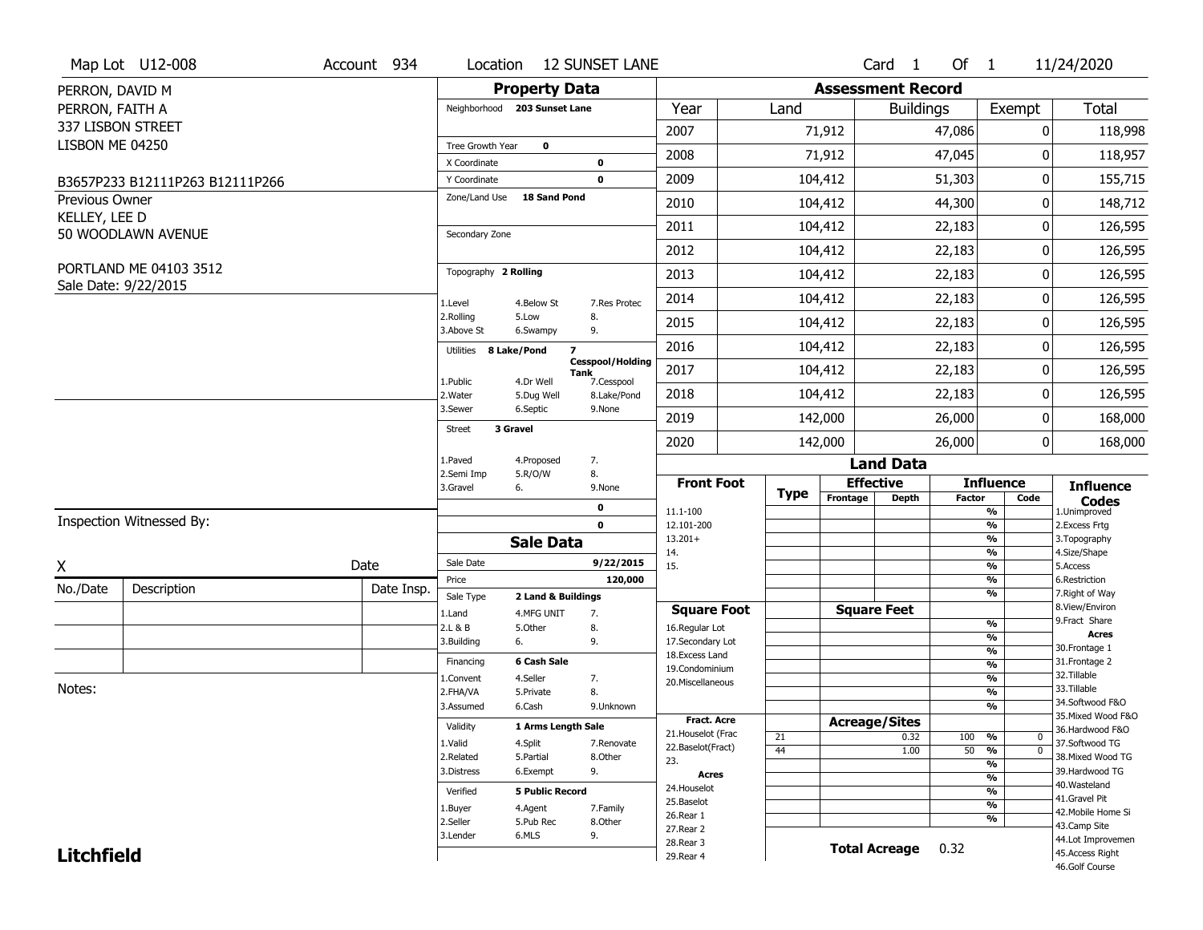Map Lot U12-008 | Account 934 | Location 12 SUNSET LANE | Card 1 Of 1 | 11/24/2020

PERRON, DAVID M
PERRON, FAITH A
337 LISBON STREET
LISBON ME 04250

B3657P233 B12111P263 B12111P266

Previous Owner
KELLEY, LEE D
50 WOODLAWN AVENUE

PORTLAND ME 04103 3512
Sale Date: 9/22/2015

## Property Data

Neighborhood: 203 Sunset Lane

Tree Growth Year: 0
X Coordinate: 0
Y Coordinate: 0
Zone/Land Use: 18 Sand Pond

Secondary Zone

Topography: 2 Rolling

| | | |
|---|---|---|
| 1.Level | 4.Below St | 7.Res Protec |
| 2.Rolling | 5.Low | 8. |
| 3.Above St | 6.Swampy | 9. |

Utilities: 8 Lake/Pond, 7 Cesspool/Holding Tank

| | | |
|---|---|---|
| 1.Public | 4.Dr Well | 7.Cesspool |
| 2.Water | 5.Dug Well | 8.Lake/Pond |
| 3.Sewer | 6.Septic | 9.None |

Street: 3 Gravel

| | | |
|---|---|---|
| 1.Paved | 4.Proposed | 7. |
| 2.Semi Imp | 5.R/O/W | 8. |
| 3.Gravel | 6. | 9.None |

0
0

## Sale Data

Sale Date: 9/22/2015
Price: 120,000
Sale Type: 2 Land & Buildings

| | | |
|---|---|---|
| 1.Land | 4.MFG UNIT | 7. |
| 2.L & B | 5.Other | 8. |
| 3.Building | 6. | 9. |

Financing: 6 Cash Sale

| | | |
|---|---|---|
| 1.Convent | 4.Seller | 7. |
| 2.FHA/VA | 5.Private | 8. |
| 3.Assumed | 6.Cash | 9.Unknown |

Validity: 1 Arms Length Sale

| | | |
|---|---|---|
| 1.Valid | 4.Split | 7.Renovate |
| 2.Related | 5.Partial | 8.Other |
| 3.Distress | 6.Exempt | 9. |

Verified: 5 Public Record

| | | |
|---|---|---|
| 1.Buyer | 4.Agent | 7.Family |
| 2.Seller | 5.Pub Rec | 8.Other |
| 3.Lender | 6.MLS | 9. |

Inspection Witnessed By:

X ______ Date

| No./Date | Description | Date Insp. |
|---|---|---|
| | | |
| | | |
| | | |

Notes:

## Assessment Record

| Year | Land | Buildings | Exempt | Total |
|---|---|---|---|---|
| 2007 | 71,912 | 47,086 | 0 | 118,998 |
| 2008 | 71,912 | 47,045 | 0 | 118,957 |
| 2009 | 104,412 | 51,303 | 0 | 155,715 |
| 2010 | 104,412 | 44,300 | 0 | 148,712 |
| 2011 | 104,412 | 22,183 | 0 | 126,595 |
| 2012 | 104,412 | 22,183 | 0 | 126,595 |
| 2013 | 104,412 | 22,183 | 0 | 126,595 |
| 2014 | 104,412 | 22,183 | 0 | 126,595 |
| 2015 | 104,412 | 22,183 | 0 | 126,595 |
| 2016 | 104,412 | 22,183 | 0 | 126,595 |
| 2017 | 104,412 | 22,183 | 0 | 126,595 |
| 2018 | 104,412 | 22,183 | 0 | 126,595 |
| 2019 | 142,000 | 26,000 | 0 | 168,000 |
| 2020 | 142,000 | 26,000 | 0 | 168,000 |

## Land Data

| Front Foot | Type | Effective Frontage | Effective Depth | Influence Factor | Influence Code |
|---|---|---|---|---|---|
| 11.1-100 | | | | % | |
| 12.101-200 | | | | % | |
| 13.201+ | | | | % | |
| 14. | | | | % | |
| 15. | | | | % | |
| | | | | % | |
| | | | | % | |

| Square Foot | | Square Feet | | Influence Factor | |
|---|---|---|---|---|---|
| 16.Regular Lot | | | | % | |
| 17.Secondary Lot | | | | % | |
| 18.Excess Land | | | | % | |
| 19.Condominium | | | | % | |
| 20.Miscellaneous | | | | % | |
| | | | | % | |
| | | | | % | |

| Fract. Acre | Type | Acreage/Sites | | Influence Factor | Influence Code |
|---|---|---|---|---|---|
| 21.Houselot (Frac | 21 | | 0.32 | 100 % | 0 |
| 22.Baselot(Fract) | 44 | | 1.00 | 50 % | 0 |
| 23. | | | | % | |
| **Acres** | | | | % | |
| 24.Houselot | | | | % | |
| 25.Baselot | | | | % | |
| 26.Rear 1 | | | | % | |
| 27.Rear 2 | | | | | |
| 28.Rear 3 | | | | | |
| 29.Rear 4 | | | | | |

**Total Acreage** 0.32

### Influence Codes

1.Unimproved
2.Excess Frtg
3.Topography
4.Size/Shape
5.Access
6.Restriction
7.Right of Way
8.View/Environ
9.Fract Share

**Acres**

30.Frontage 1
31.Frontage 2
32.Tillable
33.Tillable
34.Softwood F&O
35.Mixed Wood F&O
36.Hardwood F&O
37.Softwood TG
38.Mixed Wood TG
39.Hardwood TG
40.Wasteland
41.Gravel Pit
42.Mobile Home Si
43.Camp Site
44.Lot Improvemen
45.Access Right
46.Golf Course

**Litchfield**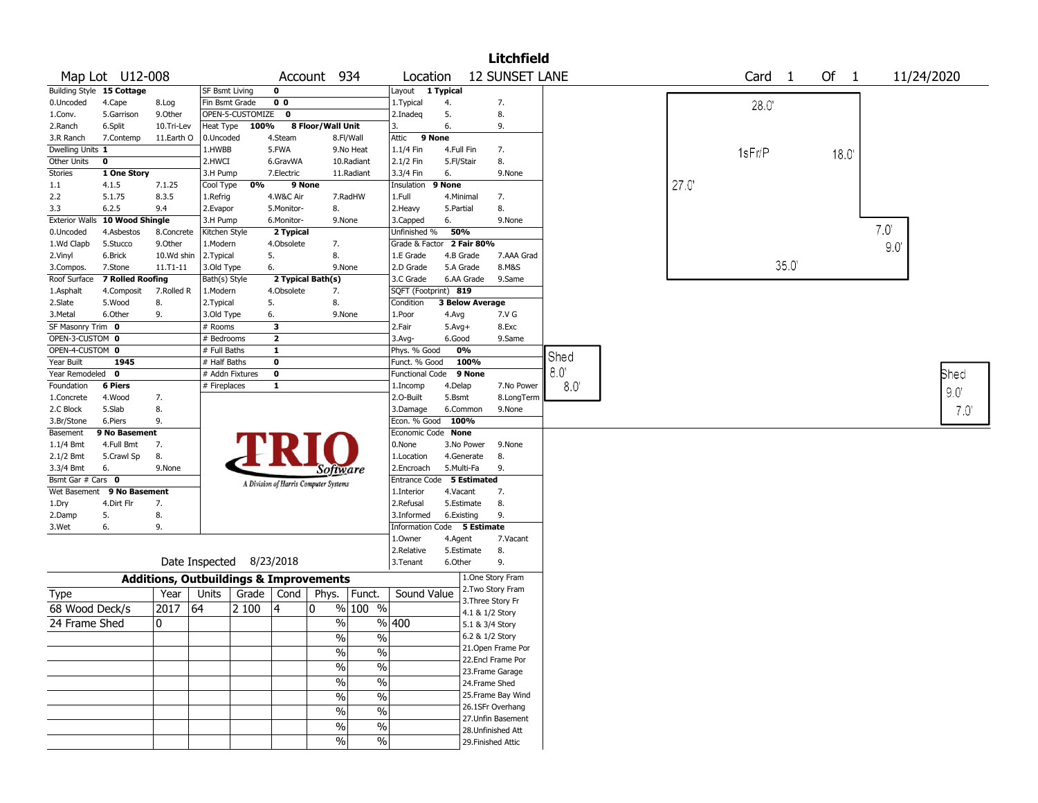# Litchfield

**Map Lot** U12-008 **Account** 934 **Location** 12 SUNSET LANE **Card** 1 **Of** 1 11/24/2020

| | | | | | | | | | | | |
|---|---|---|---|---|---|---|---|---|---|---|---|
| Building Style | **15 Cottage** | | SF Bsmt Living | **0** | | | Layout | **1 Typical** | | | |
| 0.Uncoded | 4.Cape | 8.Log | Fin Bsmt Grade | **0 0** | | | 1.Typical | 4. | | 7. | |
| 1.Conv. | 5.Garrison | 9.Other | OPEN-5-CUSTOMIZE | **0** | | | 2.Inadeq | 5. | | 8. | |
| 2.Ranch | 6.Split | 10.Tri-Lev | Heat Type | **100%** | **8 Floor/Wall Unit** | | 3. | 6. | | 9. | |
| 3.R Ranch | 7.Contemp | 11.Earth O | 0.Uncoded | 4.Steam | 8.Fl/Wall | | Attic | **9 None** | | | |
| Dwelling Units | **1** | | 1.HWBB | 5.FWA | 9.No Heat | | 1.1/4 Fin | 4.Full Fin | | 7. | |
| Other Units | **0** | | 2.HWCI | 6.GravWA | 10.Radiant | | 2.1/2 Fin | 5.Fl/Stair | | 8. | |
| Stories | **1 One Story** | | 3.H Pump | 7.Electric | 11.Radiant | | 3.3/4 Fin | 6. | | 9.None | |
| 1.1 | 4.1.5 | 7.1.25 | Cool Type | **0%** | **9 None** | | Insulation | **9 None** | | | |
| 2.2 | 5.1.75 | 8.3.5 | 1.Refrig | 4.W&C Air | 7.RadHW | | 1.Full | 4.Minimal | | 7. | |
| 3.3 | 6.2.5 | 9.4 | 2.Evapor | 5.Monitor- | 8. | | 2.Heavy | 5.Partial | | 8. | |
| Exterior Walls | **10 Wood Shingle** | | 3.H Pump | 6.Monitor- | 9.None | | 3.Capped | 6. | | 9.None | |
| 0.Uncoded | 4.Asbestos | 8.Concrete | Kitchen Style | **2 Typical** | | | Unfinished % | **50%** | | | |
| 1.Wd Clapb | 5.Stucco | 9.Other | 1.Modern | 4.Obsolete | 7. | | Grade & Factor | **2 Fair 80%** | | | |
| 2.Vinyl | 6.Brick | 10.Wd shin | 2.Typical | 5. | 8. | | 1.E Grade | 4.B Grade | | 7.AAA Grad | |
| 3.Compos. | 7.Stone | 11.T1-11 | 3.Old Type | 6. | 9.None | | 2.D Grade | 5.A Grade | | 8.M&S | |
| Roof Surface | **7 Rolled Roofing** | | Bath(s) Style | **2 Typical Bath(s)** | | | 3.C Grade | 6.AA Grade | | 9.Same | |
| 1.Asphalt | 4.Composit | 7.Rolled R | 1.Modern | 4.Obsolete | 7. | | SQFT (Footprint) | **819** | | | |
| 2.Slate | 5.Wood | 8. | 2.Typical | 5. | 8. | | Condition | **3 Below Average** | | | |
| 3.Metal | 6.Other | 9. | 3.Old Type | 6. | 9.None | | 1.Poor | 4.Avg | | 7.V G | |
| SF Masonry Trim | **0** | | # Rooms | **3** | | | 2.Fair | 5.Avg+ | | 8.Exc | |
| OPEN-3-CUSTOM | **0** | | # Bedrooms | **2** | | | 3.Avg- | 6.Good | | 9.Same | |
| OPEN-4-CUSTOM | **0** | | # Full Baths | **1** | | | Phys. % Good | **0%** | | | |
| Year Built | **1945** | | # Half Baths | **0** | | | Funct. % Good | **100%** | | | |
| Year Remodeled | **0** | | # Addn Fixtures | **0** | | | Functional Code | **9 None** | | | |
| Foundation | **6 Piers** | | # Fireplaces | **1** | | | 1.Incomp | 4.Delap | | 7.No Power | |
| 1.Concrete | 4.Wood | 7. | | | | | 2.O-Built | 5.Bsmt | | 8.LongTerm | |
| 2.C Block | 5.Slab | 8. | | | | | 3.Damage | 6.Common | | 9.None | |
| 3.Br/Stone | 6.Piers | 9. | | | | | Econ. % Good | **100%** | | | |
| Basement | **9 No Basement** | | | | | | Economic Code | **None** | | | |
| 1.1/4 Bmt | 4.Full Bmt | 7. | | | | | 0.None | 3.No Power | | 9.None | |
| 2.1/2 Bmt | 5.Crawl Sp | 8. | | | | | 1.Location | 4.Generate | | 8. | |
| 3.3/4 Bmt | 6. | 9.None | | | | | 2.Encroach | 5.Multi-Fa | | 9. | |
| Bsmt Gar # Cars | **0** | | | | | | Entrance Code | **5 Estimated** | | | |
| Wet Basement | **9 No Basement** | | | | | | 1.Interior | 4.Vacant | | 7. | |
| 1.Dry | 4.Dirt Flr | 7. | | | | | 2.Refusal | 5.Estimate | | 8. | |
| 2.Damp | 5. | 8. | | | | | 3.Informed | 6.Existing | | 9. | |
| 3.Wet | 6. | 9. | | | | | Information Code | **5 Estimate** | | | |
| | | | | | | | 1.Owner | 4.Agent | | 7.Vacant | |
| | | | | | | | 2.Relative | 5.Estimate | | 8. | |
| | Date Inspected | 8/23/2018 | | | | | 3.Tenant | 6.Other | | 9. | |

TRIO Software — A Division of Harris Computer Systems

## Additions, Outbuildings & Improvements

| Type | Year | Units | Grade | Cond | Phys. | Funct. | Sound Value |
|---|---|---|---|---|---|---|---|
| 68 Wood Deck/s | 2017 | 64 | 2 100 | 4 | 0 % | 100 % | |
| 24 Frame Shed | 0 | | | | % | % | 400 |
| | | | | | % | % | |
| | | | | | % | % | |
| | | | | | % | % | |
| | | | | | % | % | |
| | | | | | % | % | |
| | | | | | % | % | |
| | | | | | % | % | |
| | | | | | % | % | |

1.One Story Fram
2.Two Story Fram
3.Three Story Fr
4.1 & 1/2 Story
5.1 & 3/4 Story
6.2 & 1/2 Story
21.Open Frame Por
22.Encl Frame Por
23.Frame Garage
24.Frame Shed
25.Frame Bay Wind
26.1SFr Overhang
27.Unfin Basement
28.Unfinished Att
29.Finished Attic

Sketch: 1sFr/P — 28.0', 18.0', 27.0', 7.0', 9.0', 35.0'; Shed — 8.0', 8.0'; Shed — 9.0', 7.0'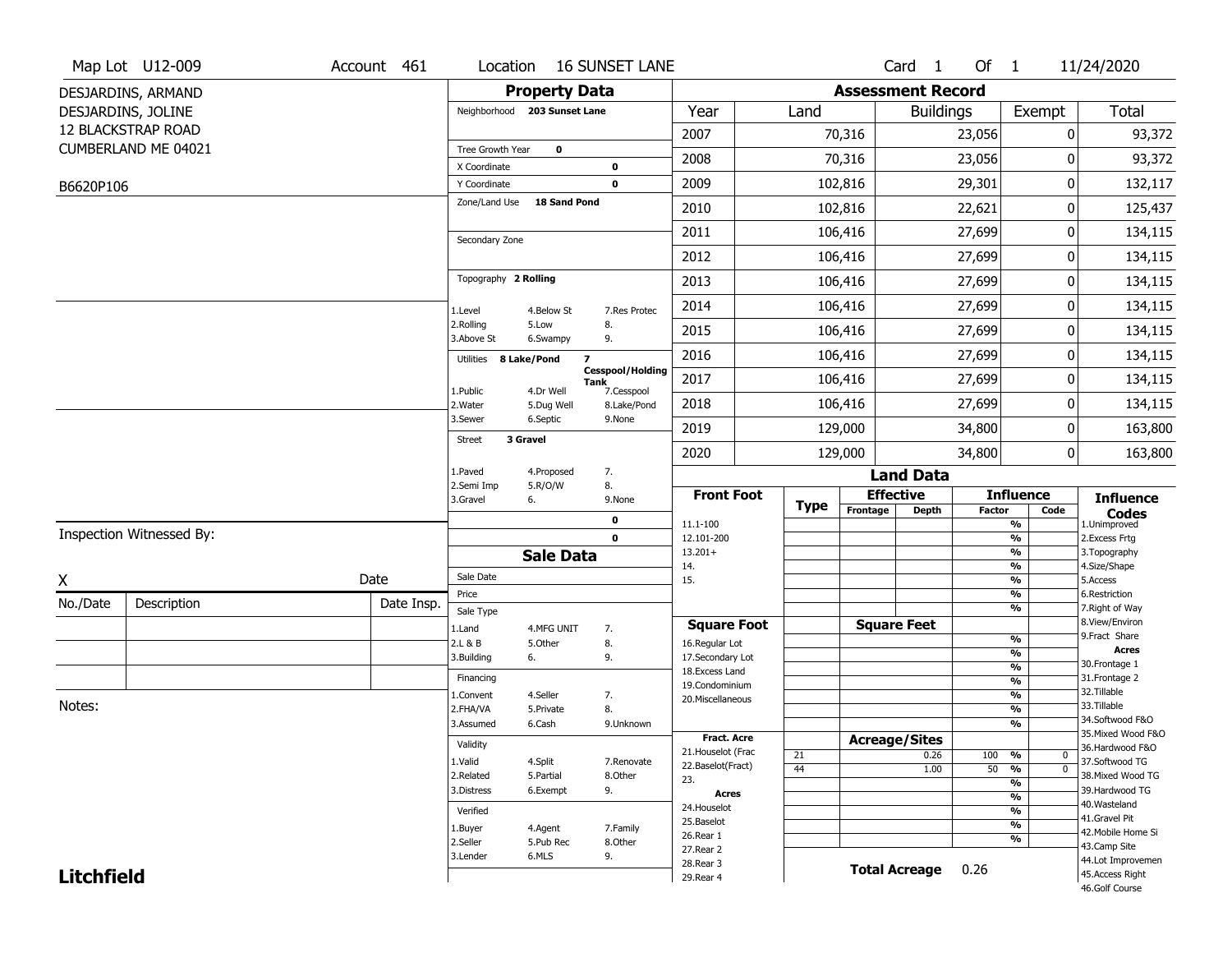Map Lot U12-009 | Account 461 | Location 16 SUNSET LANE | Card 1 Of 1 | 11/24/2020

DESJARDINS, ARMAND
DESJARDINS, JOLINE
12 BLACKSTRAP ROAD
CUMBERLAND ME 04021

B6620P106

## Property Data

Neighborhood 203 Sunset Lane

Tree Growth Year 0
X Coordinate 0
Y Coordinate 0
Zone/Land Use 18 Sand Pond

Secondary Zone

Topography 2 Rolling

| | | |
|---|---|---|
| 1.Level | 4.Below St | 7.Res Protec |
| 2.Rolling | 5.Low | 8. |
| 3.Above St | 6.Swampy | 9. |

Utilities 8 Lake/Pond 7 Cesspool/Holding Tank

| | | |
|---|---|---|
| 1.Public | 4.Dr Well | 7.Cesspool |
| 2.Water | 5.Dug Well | 8.Lake/Pond |
| 3.Sewer | 6.Septic | 9.None |

Street 3 Gravel

| | | |
|---|---|---|
| 1.Paved | 4.Proposed | 7. |
| 2.Semi Imp | 5.R/O/W | 8. |
| 3.Gravel | 6. | 9.None |

0
0

## Sale Data

Sale Date
Price
Sale Type

| | | |
|---|---|---|
| 1.Land | 4.MFG UNIT | 7. |
| 2.L & B | 5.Other | 8. |
| 3.Building | 6. | 9. |

Financing

| | | |
|---|---|---|
| 1.Convent | 4.Seller | 7. |
| 2.FHA/VA | 5.Private | 8. |
| 3.Assumed | 6.Cash | 9.Unknown |

Validity

| | | |
|---|---|---|
| 1.Valid | 4.Split | 7.Renovate |
| 2.Related | 5.Partial | 8.Other |
| 3.Distress | 6.Exempt | 9. |

Verified

| | | |
|---|---|---|
| 1.Buyer | 4.Agent | 7.Family |
| 2.Seller | 5.Pub Rec | 8.Other |
| 3.Lender | 6.MLS | 9. |

## Assessment Record

| Year | Land | Buildings | Exempt | Total |
|---|---|---|---|---|
| 2007 | 70,316 | 23,056 | 0 | 93,372 |
| 2008 | 70,316 | 23,056 | 0 | 93,372 |
| 2009 | 102,816 | 29,301 | 0 | 132,117 |
| 2010 | 102,816 | 22,621 | 0 | 125,437 |
| 2011 | 106,416 | 27,699 | 0 | 134,115 |
| 2012 | 106,416 | 27,699 | 0 | 134,115 |
| 2013 | 106,416 | 27,699 | 0 | 134,115 |
| 2014 | 106,416 | 27,699 | 0 | 134,115 |
| 2015 | 106,416 | 27,699 | 0 | 134,115 |
| 2016 | 106,416 | 27,699 | 0 | 134,115 |
| 2017 | 106,416 | 27,699 | 0 | 134,115 |
| 2018 | 106,416 | 27,699 | 0 | 134,115 |
| 2019 | 129,000 | 34,800 | 0 | 163,800 |
| 2020 | 129,000 | 34,800 | 0 | 163,800 |

## Land Data

| Front Foot | Type | Effective Frontage | Effective Depth | Influence Factor | Influence Code |
|---|---|---|---|---|---|
| 11.1-100 | | | | % | |
| 12.101-200 | | | | % | |
| 13.201+ | | | | % | |
| 14. | | | | % | |
| 15. | | | | % | |
| | | | | % | |
| | | | | % | |
| **Square Foot** | | **Square Feet** | | | |
| 16.Regular Lot | | | | % | |
| 17.Secondary Lot | | | | % | |
| 18.Excess Land | | | | % | |
| 19.Condominium | | | | % | |
| 20.Miscellaneous | | | | % | |
| | | | | % | |
| | | | | % | |
| **Fract. Acre** | | **Acreage/Sites** | | | |
| 21.Houselot (Frac | 21 | | 0.26 | 100 % | 0 |
| 22.Baselot(Fract) | 44 | | 1.00 | 50 % | 0 |
| 23. | | | | % | |
| **Acres** | | | | % | |
| 24.Houselot | | | | % | |
| 25.Baselot | | | | % | |
| 26.Rear 1 | | | | % | |
| 27.Rear 2 | | | | | |
| 28.Rear 3 | | | | | |
| 29.Rear 4 | | | | | |

**Total Acreage** 0.26

**Influence Codes**
1.Unimproved
2.Excess Frtg
3.Topography
4.Size/Shape
5.Access
6.Restriction
7.Right of Way
8.View/Environ
9.Fract Share

**Acres**
30.Frontage 1
31.Frontage 2
32.Tillable
33.Tillable
34.Softwood F&O
35.Mixed Wood F&O
36.Hardwood F&O
37.Softwood TG
38.Mixed Wood TG
39.Hardwood TG
40.Wasteland
41.Gravel Pit
42.Mobile Home Si
43.Camp Site
44.Lot Improvemen
45.Access Right
46.Golf Course

Inspection Witnessed By:

X ______________________ Date

| No./Date | Description | Date Insp. |
|---|---|---|
| | | |
| | | |
| | | |

Notes:

**Litchfield**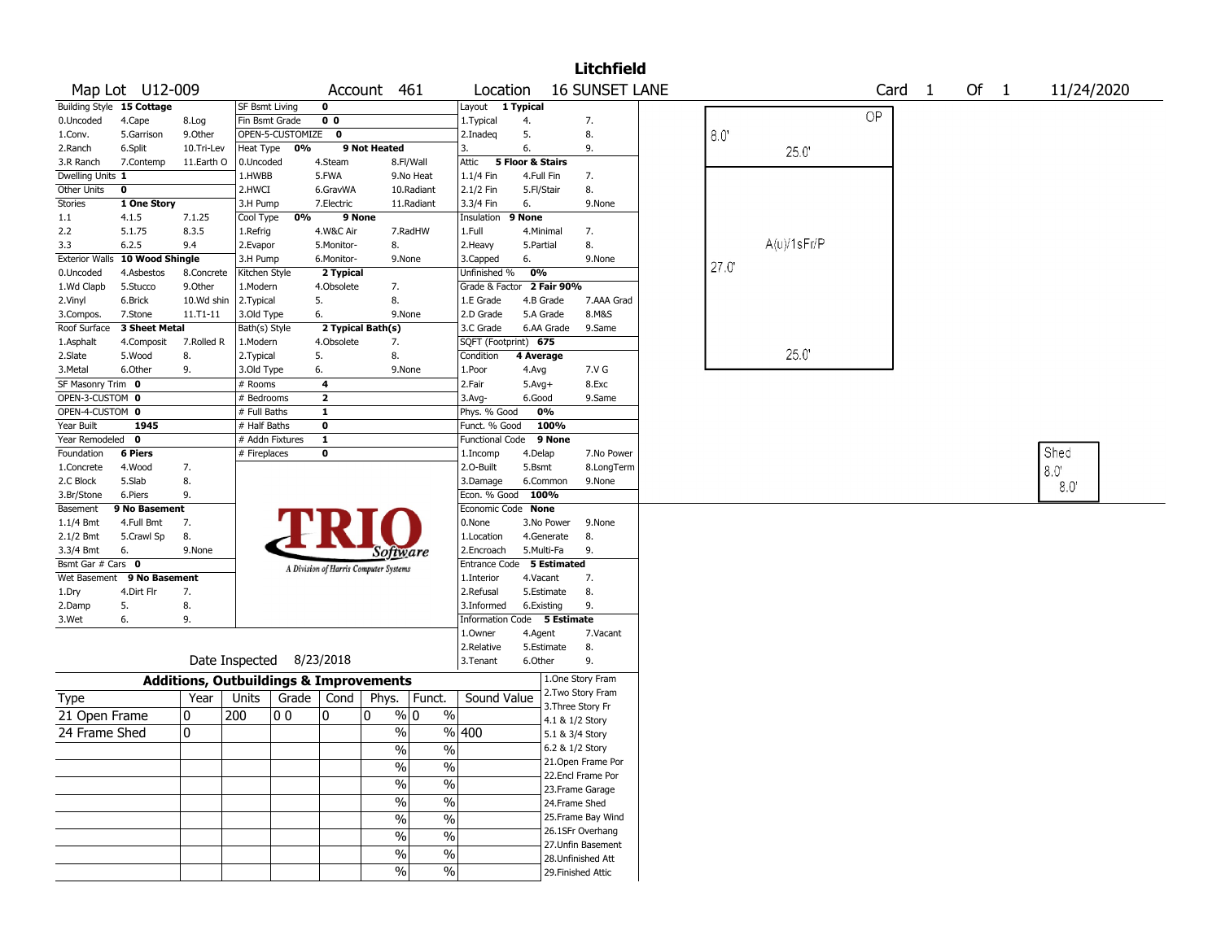# Litchfield

**Map Lot** U12-009 | **Account** 461 | **Location** 16 SUNSET LANE | **Card** 1 **Of** 1 | 11/24/2020

| Field | Value | | | |
|---|---|---|---|---|
| Building Style | 15 Cottage | | | |
| 0.Uncoded | 4.Cape | 8.Log | | |
| 1.Conv. | 5.Garrison | 9.Other | | |
| 2.Ranch | 6.Split | 10.Tri-Lev | | |
| 3.R Ranch | 7.Contemp | 11.Earth O | | |
| Dwelling Units | 1 | | | |
| Other Units | 0 | | | |
| Stories | 1 One Story | | | |
| 1.1 | 4.1.5 | 7.1.25 | | |
| 2.2 | 5.1.75 | 8.3.5 | | |
| 3.3 | 6.2.5 | 9.4 | | |
| Exterior Walls | 10 Wood Shingle | | | |
| 0.Uncoded | 4.Asbestos | 8.Concrete | | |
| 1.Wd Clapb | 5.Stucco | 9.Other | | |
| 2.Vinyl | 6.Brick | 10.Wd shin | | |
| 3.Compos. | 7.Stone | 11.T1-11 | | |
| Roof Surface | 3 Sheet Metal | | | |
| 1.Asphalt | 4.Composit | 7.Rolled R | | |
| 2.Slate | 5.Wood | 8. | | |
| 3.Metal | 6.Other | 9. | | |
| SF Masonry Trim | 0 | | | |
| OPEN-3-CUSTOM | 0 | | | |
| OPEN-4-CUSTOM | 0 | | | |
| Year Built | 1945 | | | |
| Year Remodeled | 0 | | | |
| Foundation | 6 Piers | | | |
| 1.Concrete | 4.Wood | 7. | | |
| 2.C Block | 5.Slab | 8. | | |
| 3.Br/Stone | 6.Piers | 9. | | |
| Basement | 9 No Basement | | | |
| 1.1/4 Bmt | 4.Full Bmt | 7. | | |
| 2.1/2 Bmt | 5.Crawl Sp | 8. | | |
| 3.3/4 Bmt | 6. | 9.None | | |
| Bsmt Gar # Cars | 0 | | | |
| Wet Basement | 9 No Basement | | | |
| 1.Dry | 4.Dirt Flr | 7. | | |
| 2.Damp | 5. | 8. | | |
| 3.Wet | 6. | 9. | | |

| Field | Value | | | |
|---|---|---|---|---|
| SF Bsmt Living | 0 | | | |
| Fin Bsmt Grade | 0 0 | | | |
| OPEN-5-CUSTOMIZE | 0 | | | |
| Heat Type | 0% | 9 Not Heated | | |
| 0.Uncoded | 4.Steam | 8.Fl/Wall | | |
| 1.HWBB | 5.FWA | 9.No Heat | | |
| 2.HWCI | 6.GravWA | 10.Radiant | | |
| 3.H Pump | 7.Electric | 11.Radiant | | |
| Cool Type | 0% | 9 None | | |
| 1.Refrig | 4.W&C Air | 7.RadHW | | |
| 2.Evapor | 5.Monitor- | 8. | | |
| 3.H Pump | 6.Monitor- | 9.None | | |
| Kitchen Style | 2 Typical | | | |
| 1.Modern | 4.Obsolete | 7. | | |
| 2.Typical | 5. | 8. | | |
| 3.Old Type | 6. | 9.None | | |
| Bath(s) Style | 2 Typical Bath(s) | | | |
| 1.Modern | 4.Obsolete | 7. | | |
| 2.Typical | 5. | 8. | | |
| 3.Old Type | 6. | 9.None | | |
| # Rooms | 4 | | | |
| # Bedrooms | 2 | | | |
| # Full Baths | 1 | | | |
| # Half Baths | 0 | | | |
| # Addn Fixtures | 1 | | | |
| # Fireplaces | 0 | | | |

| Field | Value | | | |
|---|---|---|---|---|
| Layout | 1 Typical | | | |
| 1.Typical | 4. | 7. | | |
| 2.Inadeq | 5. | 8. | | |
| 3. | 6. | 9. | | |
| Attic | 5 Floor & Stairs | | | |
| 1.1/4 Fin | 4.Full Fin | 7. | | |
| 2.1/2 Fin | 5.Fl/Stair | 8. | | |
| 3.3/4 Fin | 6. | 9.None | | |
| Insulation | 9 None | | | |
| 1.Full | 4.Minimal | 7. | | |
| 2.Heavy | 5.Partial | 8. | | |
| 3.Capped | 6. | 9.None | | |
| Unfinished % | 0% | | | |
| Grade & Factor | 2 Fair 90% | | | |
| 1.E Grade | 4.B Grade | 7.AAA Grad | | |
| 2.D Grade | 5.A Grade | 8.M&S | | |
| 3.C Grade | 6.AA Grade | 9.Same | | |
| SQFT (Footprint) | 675 | | | |
| Condition | 4 Average | | | |
| 1.Poor | 4.Avg | 7.V G | | |
| 2.Fair | 5.Avg+ | 8.Exc | | |
| 3.Avg- | 6.Good | 9.Same | | |
| Phys. % Good | 0% | | | |
| Funct. % Good | 100% | | | |
| Functional Code | 9 None | | | |
| 1.Incomp | 4.Delap | 7.No Power | | |
| 2.O-Built | 5.Bsmt | 8.LongTerm | | |
| 3.Damage | 6.Common | 9.None | | |
| Econ. % Good | 100% | | | |
| Economic Code | None | | | |
| 0.None | 3.No Power | 9.None | | |
| 1.Location | 4.Generate | 8. | | |
| 2.Encroach | 5.Multi-Fa | 9. | | |
| Entrance Code | 5 Estimated | | | |
| 1.Interior | 4.Vacant | 7. | | |
| 2.Refusal | 5.Estimate | 8. | | |
| 3.Informed | 6.Existing | 9. | | |
| Information Code | 5 Estimate | | | |
| 1.Owner | 4.Agent | 7.Vacant | | |
| 2.Relative | 5.Estimate | 8. | | |
| 3.Tenant | 6.Other | 9. | | |

Date Inspected 8/23/2018

## Additions, Outbuildings & Improvements

| Type | Year | Units | Grade | Cond | Phys. | Funct. | Sound Value |
|---|---|---|---|---|---|---|---|
| 21 Open Frame | 0 | 200 | 0 0 | 0 | 0 % | 0 % | |
| 24 Frame Shed | 0 | | | | % | % | 400 |
| | | | | | % | % | |
| | | | | | % | % | |
| | | | | | % | % | |
| | | | | | % | % | |
| | | | | | % | % | |
| | | | | | % | % | |
| | | | | | % | % | |
| | | | | | % | % | |

1.One Story Fram
2.Two Story Fram
3.Three Story Fr
4.1 & 1/2 Story
5.1 & 3/4 Story
6.2 & 1/2 Story
21.Open Frame Por
22.Encl Frame Por
23.Frame Garage
24.Frame Shed
25.Frame Bay Wind
26.1SFr Overhang
27.Unfin Basement
28.Unfinished Att
29.Finished Attic

Sketch: OP 8.0' x 25.0'; A(u)/1sFr/P 27.0' x 25.0'; Shed 8.0' x 8.0'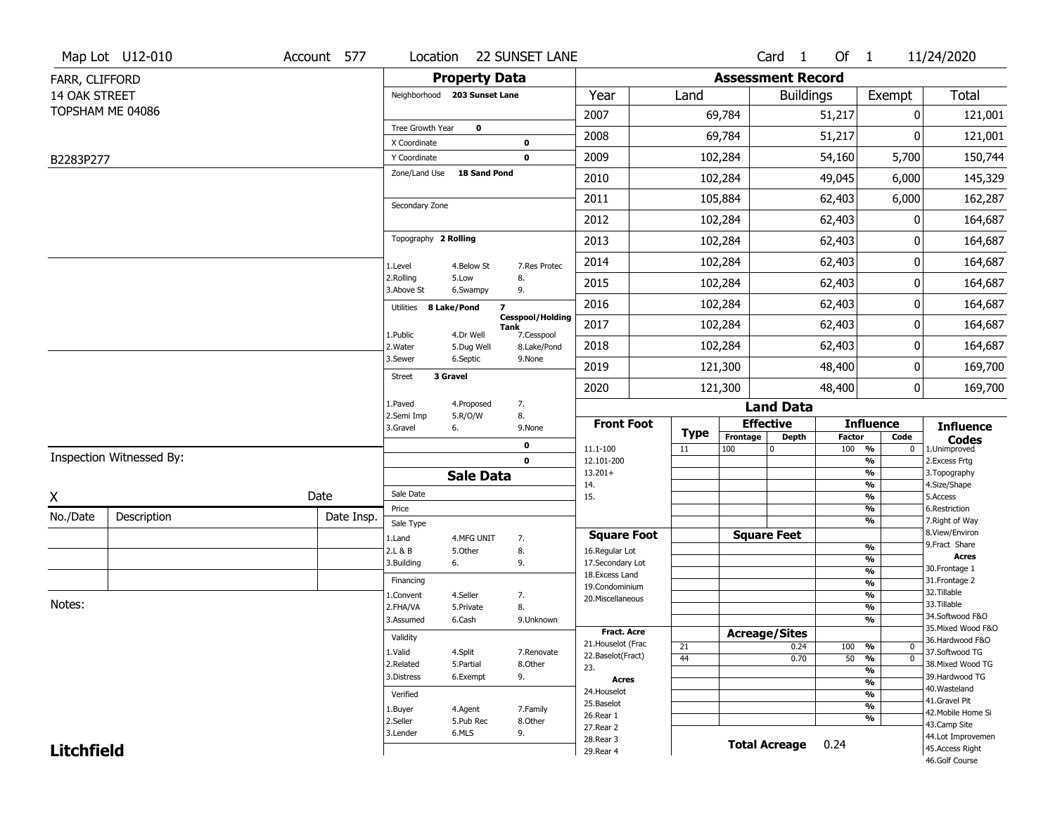Map Lot U12-010 | Account 577 | Location 22 SUNSET LANE | Card 1 Of 1 | 11/24/2020

FARR, CLIFFORD
14 OAK STREET
TOPSHAM ME 04086

B2283P277

## Property Data

Neighborhood 203 Sunset Lane

Tree Growth Year 0
X Coordinate 0
Y Coordinate 0
Zone/Land Use 18 Sand Pond

Secondary Zone

Topography 2 Rolling

1.Level 4.Below St 7.Res Protec
2.Rolling 5.Low 8.
3.Above St 6.Swampy 9.

Utilities 8 Lake/Pond 7 Cesspool/Holding Tank

1.Public 4.Dr Well 7.Cesspool
2.Water 5.Dug Well 8.Lake/Pond
3.Sewer 6.Septic 9.None

Street 3 Gravel

1.Paved 4.Proposed 7.
2.Semi Imp 5.R/O/W 8.
3.Gravel 6. 9.None

0
0

## Sale Data

Sale Date
Price
Sale Type
1.Land 4.MFG UNIT 7.
2.L & B 5.Other 8.
3.Building 6. 9.

Financing
1.Convent 4.Seller 7.
2.FHA/VA 5.Private 8.
3.Assumed 6.Cash 9.Unknown

Validity
1.Valid 4.Split 7.Renovate
2.Related 5.Partial 8.Other
3.Distress 6.Exempt 9.

Verified
1.Buyer 4.Agent 7.Family
2.Seller 5.Pub Rec 8.Other
3.Lender 6.MLS 9.

## Assessment Record

| Year | Land | Buildings | Exempt | Total |
|---|---|---|---|---|
| 2007 | 69,784 | 51,217 | 0 | 121,001 |
| 2008 | 69,784 | 51,217 | 0 | 121,001 |
| 2009 | 102,284 | 54,160 | 5,700 | 150,744 |
| 2010 | 102,284 | 49,045 | 6,000 | 145,329 |
| 2011 | 105,884 | 62,403 | 6,000 | 162,287 |
| 2012 | 102,284 | 62,403 | 0 | 164,687 |
| 2013 | 102,284 | 62,403 | 0 | 164,687 |
| 2014 | 102,284 | 62,403 | 0 | 164,687 |
| 2015 | 102,284 | 62,403 | 0 | 164,687 |
| 2016 | 102,284 | 62,403 | 0 | 164,687 |
| 2017 | 102,284 | 62,403 | 0 | 164,687 |
| 2018 | 102,284 | 62,403 | 0 | 164,687 |
| 2019 | 121,300 | 48,400 | 0 | 169,700 |
| 2020 | 121,300 | 48,400 | 0 | 169,700 |

## Land Data

| Front Foot | Type | Effective Frontage | Effective Depth | Influence Factor | Influence Code |
|---|---|---|---|---|---|
| 11.1-100 | 11 | 100 | 0 | 100 % | 0 |
| 12.101-200 | | | | % | |
| 13.201+ | | | | % | |
| 14. | | | | % | |
| 15. | | | | % | |
| | | | | % | |
| | | | | % | |

| Square Foot | Square Feet | | Influence Factor | |
|---|---|---|---|---|
| 16.Regular Lot | | | % | |
| 17.Secondary Lot | | | % | |
| 18.Excess Land | | | % | |
| 19.Condominium | | | % | |
| 20.Miscellaneous | | | % | |
| | | | % | |
| | | | % | |

| Fract. Acre | Type | Acreage/Sites | Influence Factor | Influence Code |
|---|---|---|---|---|
| 21.Houselot (Frac | 21 | 0.24 | 100 % | 0 |
| 22.Baselot(Fract) | 44 | 0.70 | 50 % | 0 |
| 23. | | | % | |
| **Acres** | | | % | |
| 24.Houselot | | | % | |
| 25.Baselot | | | % | |
| 26.Rear 1 | | | % | |
| 27.Rear 2 | | | | |
| 28.Rear 3 | | | | |
| 29.Rear 4 | | | | |

**Total Acreage** 0.24

**Influence Codes**
1.Unimproved
2.Excess Frtg
3.Topography
4.Size/Shape
5.Access
6.Restriction
7.Right of Way
8.View/Environ
9.Fract Share

**Acres**
30.Frontage 1
31.Frontage 2
32.Tillable
33.Tillable
34.Softwood F&O
35.Mixed Wood F&O
36.Hardwood F&O
37.Softwood TG
38.Mixed Wood TG
39.Hardwood TG
40.Wasteland
41.Gravel Pit
42.Mobile Home Si
43.Camp Site
44.Lot Improvemen
45.Access Right
46.Golf Course

Inspection Witnessed By:

X _______________ Date

| No./Date | Description | Date Insp. |
|---|---|---|
| | | |
| | | |
| | | |

Notes:

**Litchfield**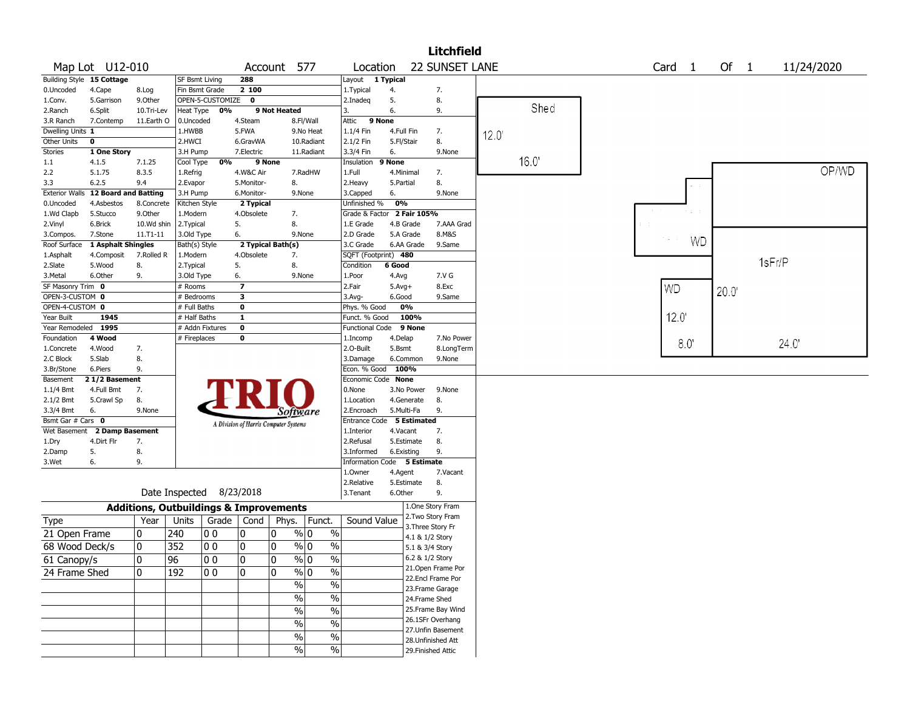# Litchfield

**Map Lot** U12-010 **Account** 577 **Location** 22 SUNSET LANE **Card** 1 **Of** 1 11/24/2020

| Field | Value | Options | | |
|---|---|---|---|---|
| Building Style | 15 Cottage | 0.Uncoded, 1.Conv., 2.Ranch, 3.R Ranch | 4.Cape, 5.Garrison, 6.Split, 7.Contemp | 8.Log, 9.Other, 10.Tri-Lev, 11.Earth O |
| Dwelling Units | 1 | | | |
| Other Units | 0 | | | |
| Stories | 1 One Story | 1.1, 2.2, 3.3 | 4.1.5, 5.1.75, 6.2.5 | 7.1.25, 8.3.5, 9.4 |
| Exterior Walls | 12 Board and Batting | 0.Uncoded, 1.Wd Clapb, 2.Vinyl, 3.Compos. | 4.Asbestos, 5.Stucco, 6.Brick, 7.Stone | 8.Concrete, 9.Other, 10.Wd shin, 11.T1-11 |
| Roof Surface | 1 Asphalt Shingles | 1.Asphalt, 2.Slate, 3.Metal | 4.Composit, 5.Wood, 6.Other | 7.Rolled R, 8., 9. |
| SF Masonry Trim | 0 | | | |
| OPEN-3-CUSTOM | 0 | | | |
| OPEN-4-CUSTOM | 0 | | | |
| Year Built | 1945 | | | |
| Year Remodeled | 1995 | | | |
| Foundation | 4 Wood | 1.Concrete, 2.C Block, 3.Br/Stone | 4.Wood, 5.Slab, 6.Piers | 7., 8., 9. |
| Basement | 2 1/2 Basement | 1.1/4 Bmt, 2.1/2 Bmt, 3.3/4 Bmt | 4.Full Bmt, 5.Crawl Sp, 6. | 7., 8., 9.None |
| Bsmt Gar # Cars | 0 | | | |
| Wet Basement | 2 Damp Basement | 1.Dry, 2.Damp, 3.Wet | 4.Dirt Flr, 5., 6. | 7., 8., 9. |

| Field | Value | Options | | |
|---|---|---|---|---|
| SF Bsmt Living | 288 | | | |
| Fin Bsmt Grade | 2 100 | | | |
| OPEN-5-CUSTOMIZE | 0 | | | |
| Heat Type 0% | 9 Not Heated | 0.Uncoded, 1.HWBB, 2.HWCI, 3.H Pump | 4.Steam, 5.FWA, 6.GravWA, 7.Electric | 8.Fl/Wall, 9.No Heat, 10.Radiant, 11.Radiant |
| Cool Type 0% | 9 None | 1.Refrig, 2.Evapor, 3.H Pump | 4.W&C Air, 5.Monitor-, 6.Monitor- | 7.RadHW, 8., 9.None |
| Kitchen Style | 2 Typical | 1.Modern, 2.Typical, 3.Old Type | 4.Obsolete, 5., 6. | 7., 8., 9.None |
| Bath(s) Style | 2 Typical Bath(s) | 1.Modern, 2.Typical, 3.Old Type | 4.Obsolete, 5., 6. | 7., 8., 9.None |
| # Rooms | 7 | | | |
| # Bedrooms | 3 | | | |
| # Full Baths | 0 | | | |
| # Half Baths | 1 | | | |
| # Addn Fixtures | 0 | | | |
| # Fireplaces | 0 | | | |

| Field | Value | Options | | |
|---|---|---|---|---|
| Layout | 1 Typical | 1.Typical, 2.Inadeq, 3. | 4., 5., 6. | 7., 8., 9. |
| Attic | 9 None | 1.1/4 Fin, 2.1/2 Fin, 3.3/4 Fin | 4.Full Fin, 5.Fl/Stair, 6. | 7., 8., 9.None |
| Insulation | 9 None | 1.Full, 2.Heavy, 3.Capped | 4.Minimal, 5.Partial, 6. | 7., 8., 9.None |
| Unfinished % | 0% | | | |
| Grade & Factor | 2 Fair 105% | 1.E Grade, 2.D Grade, 3.C Grade | 4.B Grade, 5.A Grade, 6.AA Grade | 7.AAA Grad, 8.M&S, 9.Same |
| SQFT (Footprint) | 480 | | | |
| Condition | 6 Good | 1.Poor, 2.Fair, 3.Avg- | 4.Avg, 5.Avg+, 6.Good | 7.V G, 8.Exc, 9.Same |
| Phys. % Good | 0% | | | |
| Funct. % Good | 100% | | | |
| Functional Code | 9 None | 1.Incomp, 2.O-Built, 3.Damage | 4.Delap, 5.Bsmt, 6.Common | 7.No Power, 8.LongTerm, 9.None |
| Econ. % Good | 100% | | | |
| Economic Code | None | 0.None, 1.Location, 2.Encroach | 3.No Power, 4.Generate, 5.Multi-Fa | 9.None, 8., 9. |
| Entrance Code | 5 Estimated | 1.Interior, 2.Refusal, 3.Informed | 4.Vacant, 5.Estimate, 6.Existing | 7., 8., 9. |
| Information Code | 5 Estimate | 1.Owner, 2.Relative, 3.Tenant | 4.Agent, 5.Estimate, 6.Other | 7.Vacant, 8., 9. |

Date Inspected 8/23/2018

## Additions, Outbuildings & Improvements

| Type | Year | Units | Grade | Cond | Phys. | Funct. | Sound Value |
|---|---|---|---|---|---|---|---|
| 21 Open Frame | 0 | 240 | 0 0 | 0 | 0 % | 0 % | |
| 68 Wood Deck/s | 0 | 352 | 0 0 | 0 | 0 % | 0 % | |
| 61 Canopy/s | 0 | 96 | 0 0 | 0 | 0 % | 0 % | |
| 24 Frame Shed | 0 | 192 | 0 0 | 0 | 0 % | 0 % | |
| | | | | | % | % | |
| | | | | | % | % | |
| | | | | | % | % | |
| | | | | | % | % | |
| | | | | | % | % | |
| | | | | | % | % | |

1.One Story Fram, 2.Two Story Fram, 3.Three Story Fr, 4.1 & 1/2 Story, 5.1 & 3/4 Story, 6.2 & 1/2 Story, 21.Open Frame Por, 22.Encl Frame Por, 23.Frame Garage, 24.Frame Shed, 25.Frame Bay Wind, 26.1SFr Overhang, 27.Unfin Basement, 28.Unfinished Att, 29.Finished Attic

Sketch labels: Shed 12.0' 16.0'; OP/WD; WD; 1sFr/P; WD 12.0' 8.0'; 20.0' 24.0'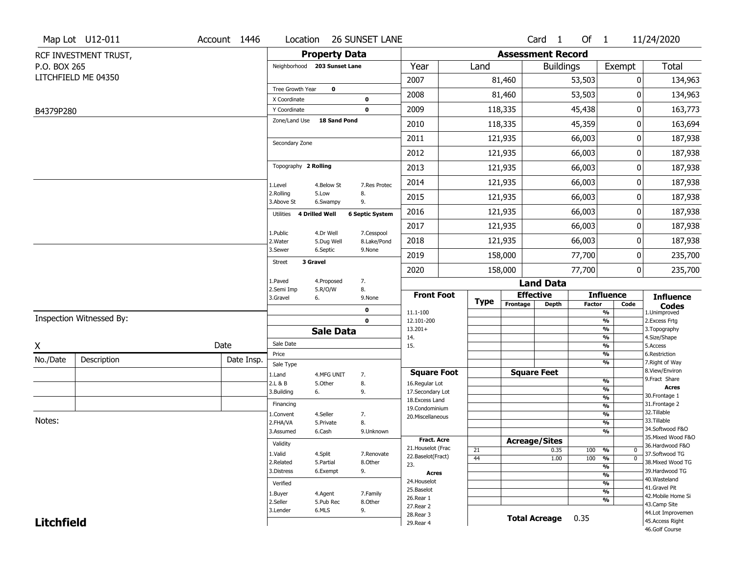Map Lot U12-011 | Account 1446 | Location 26 SUNSET LANE | Card 1 Of 1 | 11/24/2020

RCF INVESTMENT TRUST,
P.O. BOX 265
LITCHFIELD ME 04350

B4379P280

## Property Data

Neighborhood **203 Sunset Lane**

Tree Growth Year **0**
X Coordinate **0**
Y Coordinate **0**
Zone/Land Use **18 Sand Pond**

Secondary Zone

Topography **2 Rolling**

1.Level 4.Below St 7.Res Protec
2.Rolling 5.Low 8.
3.Above St 6.Swampy 9.

Utilities **4 Drilled Well** **6 Septic System**

1.Public 4.Dr Well 7.Cesspool
2.Water 5.Dug Well 8.Lake/Pond
3.Sewer 6.Septic 9.None

Street **3 Gravel**

1.Paved 4.Proposed 7.
2.Semi Imp 5.R/O/W 8.
3.Gravel 6. 9.None

**0**
**0**

## Sale Data

Sale Date
Price
Sale Type
1.Land 4.MFG UNIT 7.
2.L & B 5.Other 8.
3.Building 6. 9.

Financing
1.Convent 4.Seller 7.
2.FHA/VA 5.Private 8.
3.Assumed 6.Cash 9.Unknown

Validity
1.Valid 4.Split 7.Renovate
2.Related 5.Partial 8.Other
3.Distress 6.Exempt 9.

Verified
1.Buyer 4.Agent 7.Family
2.Seller 5.Pub Rec 8.Other
3.Lender 6.MLS 9.

## Assessment Record

| Year | Land | Buildings | Exempt | Total |
|---|---|---|---|---|
| 2007 | 81,460 | 53,503 | 0 | 134,963 |
| 2008 | 81,460 | 53,503 | 0 | 134,963 |
| 2009 | 118,335 | 45,438 | 0 | 163,773 |
| 2010 | 118,335 | 45,359 | 0 | 163,694 |
| 2011 | 121,935 | 66,003 | 0 | 187,938 |
| 2012 | 121,935 | 66,003 | 0 | 187,938 |
| 2013 | 121,935 | 66,003 | 0 | 187,938 |
| 2014 | 121,935 | 66,003 | 0 | 187,938 |
| 2015 | 121,935 | 66,003 | 0 | 187,938 |
| 2016 | 121,935 | 66,003 | 0 | 187,938 |
| 2017 | 121,935 | 66,003 | 0 | 187,938 |
| 2018 | 121,935 | 66,003 | 0 | 187,938 |
| 2019 | 158,000 | 77,700 | 0 | 235,700 |
| 2020 | 158,000 | 77,700 | 0 | 235,700 |

## Land Data

| Front Foot | Type | Effective Frontage | Effective Depth | Influence Factor | Influence Code |
|---|---|---|---|---|---|
| 11.1-100 | | | | % | |
| 12.101-200 | | | | % | |
| 13.201+ | | | | % | |
| 14. | | | | % | |
| 15. | | | | % | |

| Square Foot | | Square Feet | | |
|---|---|---|---|---|
| 16.Regular Lot | | | % | |
| 17.Secondary Lot | | | % | |
| 18.Excess Land | | | % | |
| 19.Condominium | | | % | |
| 20.Miscellaneous | | | % | |

| Fract. Acre / Acres | Type | Acreage/Sites | Influence Factor | Influence Code |
|---|---|---|---|---|
| 21.Houselot (Frac | 21 | 0.35 | 100 % | 0 |
| 22.Baselot(Fract) | 44 | 1.00 | 100 % | 0 |
| 23. | | | % | |
| 24.Houselot | | | % | |
| 25.Baselot | | | % | |
| 26.Rear 1 | | | % | |
| 27.Rear 2 | | | | |
| 28.Rear 3 | | | | |
| 29.Rear 4 | | | | |

**Total Acreage** 0.35

**Influence Codes**
1.Unimproved
2.Excess Frtg
3.Topography
4.Size/Shape
5.Access
6.Restriction
7.Right of Way
8.View/Environ
9.Fract Share

**Acres**
30.Frontage 1
31.Frontage 2
32.Tillable
33.Tillable
34.Softwood F&O
35.Mixed Wood F&O
36.Hardwood F&O
37.Softwood TG
38.Mixed Wood TG
39.Hardwood TG
40.Wasteland
41.Gravel Pit
42.Mobile Home Si
43.Camp Site
44.Lot Improvemen
45.Access Right
46.Golf Course

Inspection Witnessed By:

X ____________________ Date

| No./Date | Description | Date Insp. |
|---|---|---|
| | | |
| | | |
| | | |

Notes:

**Litchfield**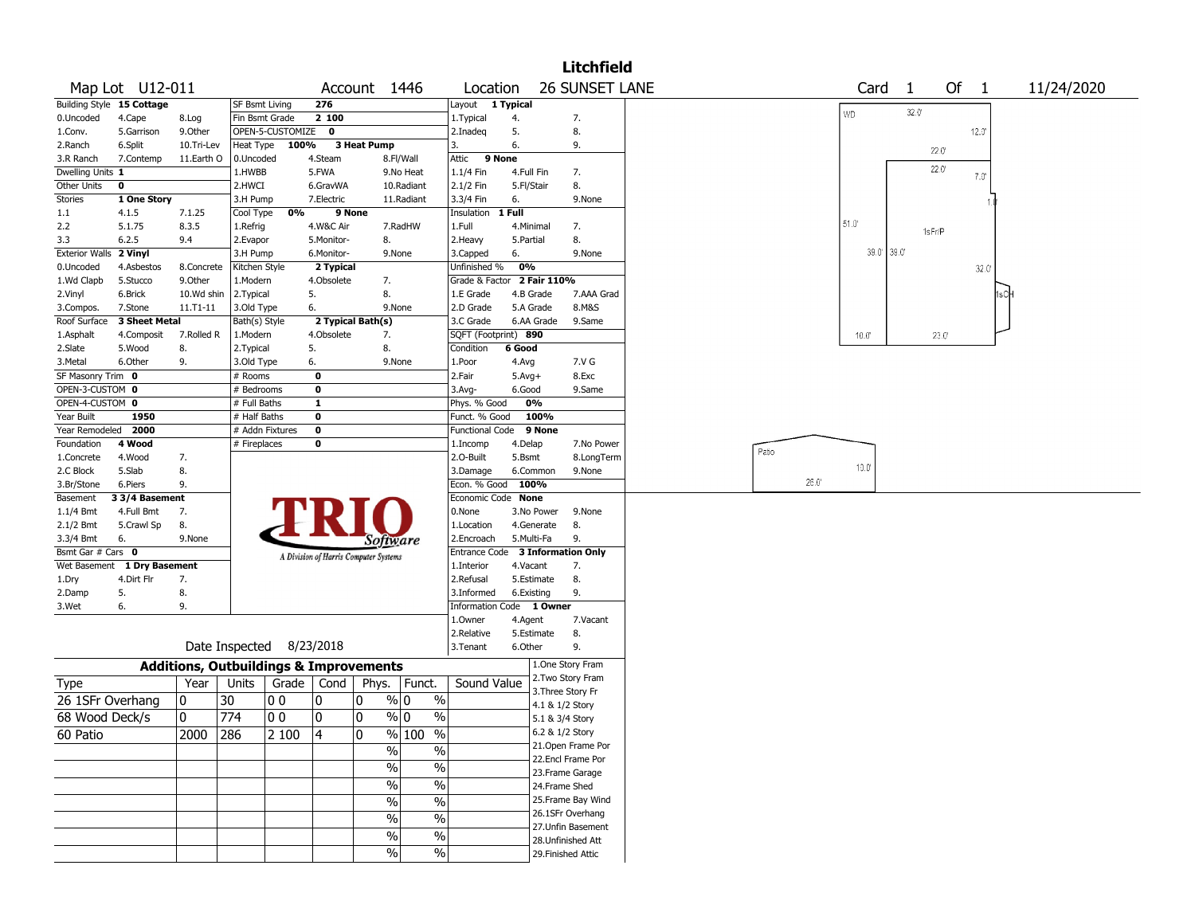# Litchfield

**Map Lot** U12-011 **Account** 1446 **Location** 26 SUNSET LANE **Card** 1 **Of** 1 11/24/2020

| | | | | | | | | | | |
|---|---|---|---|---|---|---|---|---|---|---|
| Building Style | **15 Cottage** | | SF Bsmt Living | **276** | | | Layout | **1 Typical** | | |
| 0.Uncoded | 4.Cape | 8.Log | Fin Bsmt Grade | **2 100** | | | 1.Typical | 4. | 7. | |
| 1.Conv. | 5.Garrison | 9.Other | OPEN-5-CUSTOMIZE | **0** | | | 2.Inadeq | 5. | 8. | |
| 2.Ranch | 6.Split | 10.Tri-Lev | Heat Type | **100%** | **3 Heat Pump** | | 3. | 6. | 9. | |
| 3.R Ranch | 7.Contemp | 11.Earth O | 0.Uncoded | 4.Steam | 8.Fl/Wall | | Attic | **9 None** | | |
| Dwelling Units | **1** | | 1.HWBB | 5.FWA | 9.No Heat | | 1.1/4 Fin | 4.Full Fin | 7. | |
| Other Units | **0** | | 2.HWCI | 6.GravWA | 10.Radiant | | 2.1/2 Fin | 5.Fl/Stair | 8. | |
| Stories | **1 One Story** | | 3.H Pump | 7.Electric | 11.Radiant | | 3.3/4 Fin | 6. | 9.None | |
| 1.1 | 4.1.5 | 7.1.25 | Cool Type | **0%** | **9 None** | | Insulation | **1 Full** | | |
| 2.2 | 5.1.75 | 8.3.5 | 1.Refrig | 4.W&C Air | 7.RadHW | | 1.Full | 4.Minimal | 7. | |
| 3.3 | 6.2.5 | 9.4 | 2.Evapor | 5.Monitor- | 8. | | 2.Heavy | 5.Partial | 8. | |
| Exterior Walls | **2 Vinyl** | | 3.H Pump | 6.Monitor- | 9.None | | 3.Capped | 6. | 9.None | |
| 0.Uncoded | 4.Asbestos | 8.Concrete | Kitchen Style | **2 Typical** | | | Unfinished % | **0%** | | |
| 1.Wd Clapb | 5.Stucco | 9.Other | 1.Modern | 4.Obsolete | 7. | | Grade & Factor | **2 Fair 110%** | | |
| 2.Vinyl | 6.Brick | 10.Wd shin | 2.Typical | 5. | 8. | | 1.E Grade | 4.B Grade | 7.AAA Grad | |
| 3.Compos. | 7.Stone | 11.T1-11 | 3.Old Type | 6. | 9.None | | 2.D Grade | 5.A Grade | 8.M&S | |
| Roof Surface | **3 Sheet Metal** | | Bath(s) Style | **2 Typical Bath(s)** | | | 3.C Grade | 6.AA Grade | 9.Same | |
| 1.Asphalt | 4.Composit | 7.Rolled R | 1.Modern | 4.Obsolete | 7. | | SQFT (Footprint) | **890** | | |
| 2.Slate | 5.Wood | 8. | 2.Typical | 5. | 8. | | Condition | **6 Good** | | |
| 3.Metal | 6.Other | 9. | 3.Old Type | 6. | 9.None | | 1.Poor | 4.Avg | 7.V G | |
| SF Masonry Trim | **0** | | # Rooms | **0** | | | 2.Fair | 5.Avg+ | 8.Exc | |
| OPEN-3-CUSTOM | **0** | | # Bedrooms | **0** | | | 3.Avg- | 6.Good | 9.Same | |
| OPEN-4-CUSTOM | **0** | | # Full Baths | **1** | | | Phys. % Good | **0%** | | |
| Year Built | **1950** | | # Half Baths | **0** | | | Funct. % Good | **100%** | | |
| Year Remodeled | **2000** | | # Addn Fixtures | **0** | | | Functional Code | **9 None** | | |
| Foundation | **4 Wood** | | # Fireplaces | **0** | | | 1.Incomp | 4.Delap | 7.No Power | |
| 1.Concrete | 4.Wood | 7. | | | | | 2.O-Built | 5.Bsmt | 8.LongTerm | |
| 2.C Block | 5.Slab | 8. | | | | | 3.Damage | 6.Common | 9.None | |
| 3.Br/Stone | 6.Piers | 9. | | | | | Econ. % Good | **100%** | | |
| Basement | **3 3/4 Basement** | | | | | | Economic Code | **None** | | |
| 1.1/4 Bmt | 4.Full Bmt | 7. | | | | | 0.None | 3.No Power | 9.None | |
| 2.1/2 Bmt | 5.Crawl Sp | 8. | | | | | 1.Location | 4.Generate | 8. | |
| 3.3/4 Bmt | 6. | 9.None | | | | | 2.Encroach | 5.Multi-Fa | 9. | |
| Bsmt Gar # Cars | **0** | | | | | | Entrance Code | **3 Information Only** | | |
| Wet Basement | **1 Dry Basement** | | | | | | 1.Interior | 4.Vacant | 7. | |
| 1.Dry | 4.Dirt Flr | 7. | | | | | 2.Refusal | 5.Estimate | 8. | |
| 2.Damp | 5. | 8. | | | | | 3.Informed | 6.Existing | 9. | |
| 3.Wet | 6. | 9. | | | | | Information Code | **1 Owner** | | |
| | | | | | | | 1.Owner | 4.Agent | 7.Vacant | |
| | | | | | | | 2.Relative | 5.Estimate | 8. | |
| Date Inspected | 8/23/2018 | | | | | | 3.Tenant | 6.Other | 9. | |

TRIO Software — A Division of Harris Computer Systems

## Additions, Outbuildings & Improvements

| Type | Year | Units | Grade | Cond | Phys. | Funct. | Sound Value |
|---|---|---|---|---|---|---|---|
| 26 1SFr Overhang | 0 | 30 | 0 0 | 0 | 0 % | 0 % | |
| 68 Wood Deck/s | 0 | 774 | 0 0 | 0 | 0 % | 0 % | |
| 60 Patio | 2000 | 286 | 2 100 | 4 | 0 % | 100 % | |
| | | | | | % | % | |
| | | | | | % | % | |
| | | | | | % | % | |
| | | | | | % | % | |
| | | | | | % | % | |
| | | | | | % | % | |
| | | | | | % | % | |

1.One Story Fram
2.Two Story Fram
3.Three Story Fr
4.1 & 1/2 Story
5.1 & 3/4 Story
6.2 & 1/2 Story
21.Open Frame Por
22.Encl Frame Por
23.Frame Garage
24.Frame Shed
25.Frame Bay Wind
26.1SFr Overhang
27.Unfin Basement
28.Unfinished Att
29.Finished Attic

WD 32.0' 12.0' 22.0' 22.0' 7.0' 1.0' 51.0' 1sFr/P 39.0' 39.0' 32.0' 1sOH 10.0' 23.0' Patio 13.0' 26.0'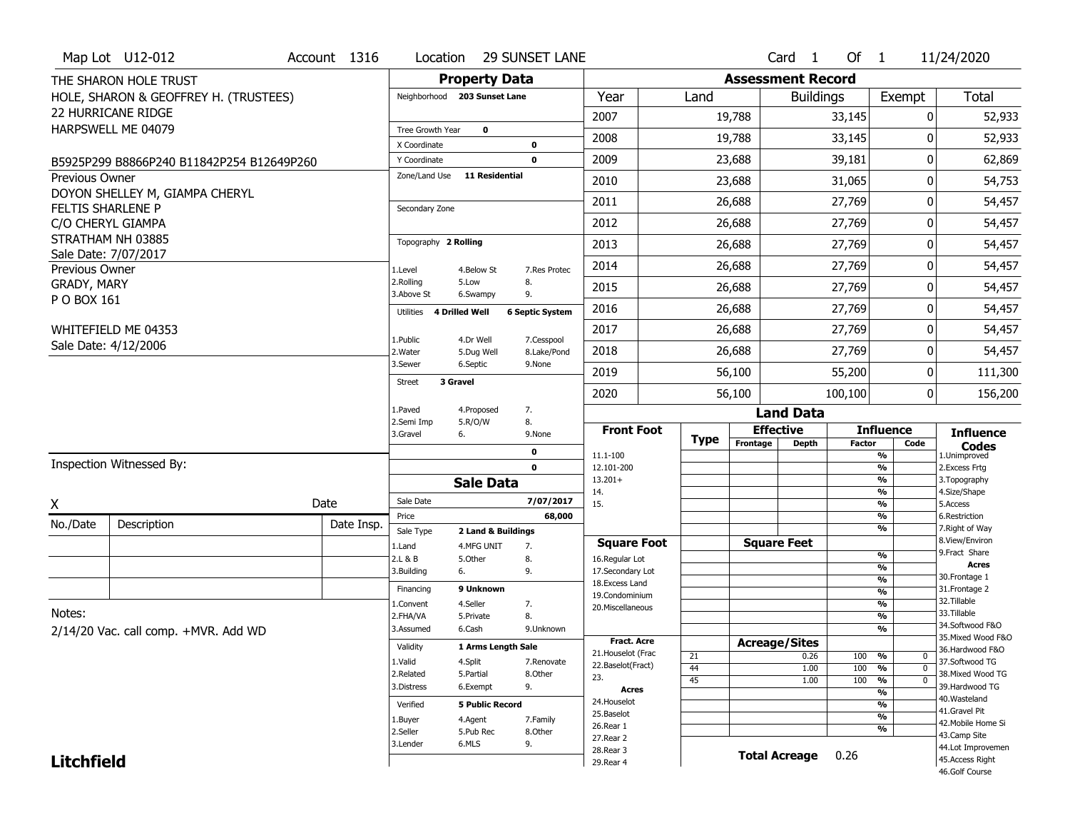Map Lot U12-012 | Account 1316 | Location 29 SUNSET LANE | Card 1 Of 1 | 11/24/2020

THE SHARON HOLE TRUST
HOLE, SHARON & GEOFFREY H. (TRUSTEES)
22 HURRICANE RIDGE
HARPSWELL ME 04079

B5925P299 B8866P240 B11842P254 B12649P260

Previous Owner
DOYON SHELLEY M, GIAMPA CHERYL
FELTIS SHARLENE P
C/O CHERYL GIAMPA
STRATHAM NH 03885
Sale Date: 7/07/2017

Previous Owner
GRADY, MARY
P O BOX 161

WHITEFIELD ME 04353
Sale Date: 4/12/2006

## Property Data

Neighborhood 203 Sunset Lane

Tree Growth Year 0
X Coordinate 0
Y Coordinate 0
Zone/Land Use 11 Residential

Secondary Zone

Topography 2 Rolling
1.Level 4.Below St 7.Res Protec
2.Rolling 5.Low 8.
3.Above St 6.Swampy 9.

Utilities 4 Drilled Well 6 Septic System
1.Public 4.Dr Well 7.Cesspool
2.Water 5.Dug Well 8.Lake/Pond
3.Sewer 6.Septic 9.None

Street 3 Gravel
1.Paved 4.Proposed 7.
2.Semi Imp 5.R/O/W 8.
3.Gravel 6. 9.None

0
0

## Sale Data

Sale Date 7/07/2017
Price 68,000
Sale Type 2 Land & Buildings
1.Land 4.MFG UNIT 7.
2.L & B 5.Other 8.
3.Building 6. 9.

Financing 9 Unknown
1.Convent 4.Seller 7.
2.FHA/VA 5.Private 8.
3.Assumed 6.Cash 9.Unknown

Validity 1 Arms Length Sale
1.Valid 4.Split 7.Renovate
2.Related 5.Partial 8.Other
3.Distress 6.Exempt 9.

Verified 5 Public Record
1.Buyer 4.Agent 7.Family
2.Seller 5.Pub Rec 8.Other
3.Lender 6.MLS 9.

## Assessment Record

| Year | Land | Buildings | Exempt | Total |
|---|---|---|---|---|
| 2007 | 19,788 | 33,145 | 0 | 52,933 |
| 2008 | 19,788 | 33,145 | 0 | 52,933 |
| 2009 | 23,688 | 39,181 | 0 | 62,869 |
| 2010 | 23,688 | 31,065 | 0 | 54,753 |
| 2011 | 26,688 | 27,769 | 0 | 54,457 |
| 2012 | 26,688 | 27,769 | 0 | 54,457 |
| 2013 | 26,688 | 27,769 | 0 | 54,457 |
| 2014 | 26,688 | 27,769 | 0 | 54,457 |
| 2015 | 26,688 | 27,769 | 0 | 54,457 |
| 2016 | 26,688 | 27,769 | 0 | 54,457 |
| 2017 | 26,688 | 27,769 | 0 | 54,457 |
| 2018 | 26,688 | 27,769 | 0 | 54,457 |
| 2019 | 56,100 | 55,200 | 0 | 111,300 |
| 2020 | 56,100 | 100,100 | 0 | 156,200 |

## Land Data

| Type | Effective Frontage | Effective Depth | Influence Factor | Influence Code |
|---|---|---|---|---|
| 21 | | 0.26 | 100 % | 0 |
| 44 | | 1.00 | 100 % | 0 |
| 45 | | 1.00 | 100 % | 0 |

Front Foot: 11.1-100, 12.101-200, 13.201+, 14., 15.

Square Foot: 16.Regular Lot, 17.Secondary Lot, 18.Excess Land, 19.Condominium, 20.Miscellaneous

Fract. Acre: 21.Houselot (Frac, 22.Baselot(Fract), 23.

Acres: 24.Houselot, 25.Baselot, 26.Rear 1, 27.Rear 2, 28.Rear 3, 29.Rear 4

Total Acreage 0.26

Influence Codes: 1.Unimproved, 2.Excess Frtg, 3.Topography, 4.Size/Shape, 5.Access, 6.Restriction, 7.Right of Way, 8.View/Environ, 9.Fract Share

Acres: 30.Frontage 1, 31.Frontage 2, 32.Tillable, 33.Tillable, 34.Softwood F&O, 35.Mixed Wood F&O, 36.Hardwood F&O, 37.Softwood TG, 38.Mixed Wood TG, 39.Hardwood TG, 40.Wasteland, 41.Gravel Pit, 42.Mobile Home Si, 43.Camp Site, 44.Lot Improvemen, 45.Access Right, 46.Golf Course

Inspection Witnessed By:

X _______________ Date

| No./Date | Description | Date Insp. |
|---|---|---|
| | | |
| | | |
| | | |

Notes:
2/14/20 Vac. call comp. +MVR. Add WD

**Litchfield**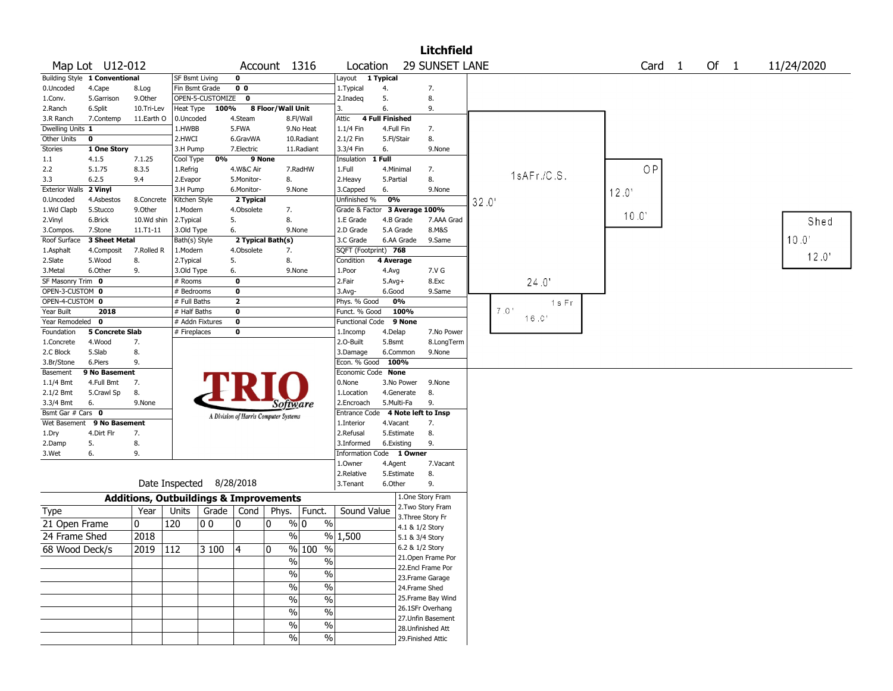# Litchfield

Map Lot U12-012 | Account 1316 | Location 29 SUNSET LANE | Card 1 Of 1 | 11/24/2020

| | | | | | | | | | | |
|---|---|---|---|---|---|---|---|---|---|---|
| Building Style **1 Conventional** | | | SF Bsmt Living **0** | | | | Layout **1 Typical** | | | |
| 0.Uncoded | 4.Cape | 8.Log | Fin Bsmt Grade **0 0** | | | | 1.Typical | 4. | 7. | |
| 1.Conv. | 5.Garrison | 9.Other | OPEN-5-CUSTOMIZE **0** | | | | 2.Inadeq | 5. | 8. | |
| 2.Ranch | 6.Split | 10.Tri-Lev | Heat Type **100%** | | **8 Floor/Wall Unit** | | 3. | 6. | 9. | |
| 3.R Ranch | 7.Contemp | 11.Earth O | 0.Uncoded | 4.Steam | 8.Fl/Wall | | Attic **4 Full Finished** | | | |
| Dwelling Units **1** | | | 1.HWBB | 5.FWA | 9.No Heat | | 1.1/4 Fin | 4.Full Fin | 7. | |
| Other Units **0** | | | 2.HWCI | 6.GravWA | 10.Radiant | | 2.1/2 Fin | 5.Fl/Stair | 8. | |
| Stories **1 One Story** | | | 3.H Pump | 7.Electric | 11.Radiant | | 3.3/4 Fin | 6. | 9.None | |
| 1.1 | 4.1.5 | 7.1.25 | Cool Type **0%** | | **9 None** | | Insulation **1 Full** | | | |
| 2.2 | 5.1.75 | 8.3.5 | 1.Refrig | 4.W&C Air | 7.RadHW | | 1.Full | 4.Minimal | 7. | |
| 3.3 | 6.2.5 | 9.4 | 2.Evapor | 5.Monitor- | 8. | | 2.Heavy | 5.Partial | 8. | |
| Exterior Walls **2 Vinyl** | | | 3.H Pump | 6.Monitor- | 9.None | | 3.Capped | 6. | 9.None | |
| 0.Uncoded | 4.Asbestos | 8.Concrete | Kitchen Style **2 Typical** | | | | Unfinished % **0%** | | | |
| 1.Wd Clapb | 5.Stucco | 9.Other | 1.Modern | 4.Obsolete | 7. | | Grade & Factor **3 Average 100%** | | | |
| 2.Vinyl | 6.Brick | 10.Wd shin | 2.Typical | 5. | 8. | | 1.E Grade | 4.B Grade | 7.AAA Grad | |
| 3.Compos. | 7.Stone | 11.T1-11 | 3.Old Type | 6. | 9.None | | 2.D Grade | 5.A Grade | 8.M&S | |
| Roof Surface **3 Sheet Metal** | | | Bath(s) Style **2 Typical Bath(s)** | | | | 3.C Grade | 6.AA Grade | 9.Same | |
| 1.Asphalt | 4.Composit | 7.Rolled R | 1.Modern | 4.Obsolete | 7. | | SQFT (Footprint) **768** | | | |
| 2.Slate | 5.Wood | 8. | 2.Typical | 5. | 8. | | Condition **4 Average** | | | |
| 3.Metal | 6.Other | 9. | 3.Old Type | 6. | 9.None | | 1.Poor | 4.Avg | 7.V G | |
| SF Masonry Trim **0** | | | # Rooms **0** | | | | 2.Fair | 5.Avg+ | 8.Exc | |
| OPEN-3-CUSTOM **0** | | | # Bedrooms **0** | | | | 3.Avg- | 6.Good | 9.Same | |
| OPEN-4-CUSTOM **0** | | | # Full Baths **2** | | | | Phys. % Good **0%** | | | |
| Year Built **2018** | | | # Half Baths **0** | | | | Funct. % Good **100%** | | | |
| Year Remodeled **0** | | | # Addn Fixtures **0** | | | | Functional Code **9 None** | | | |
| Foundation **5 Concrete Slab** | | | # Fireplaces **0** | | | | 1.Incomp | 4.Delap | 7.No Power | |
| 1.Concrete | 4.Wood | 7. | | | | | 2.O-Built | 5.Bsmt | 8.LongTerm | |
| 2.C Block | 5.Slab | 8. | | | | | 3.Damage | 6.Common | 9.None | |
| 3.Br/Stone | 6.Piers | 9. | | | | | Econ. % Good **100%** | | | |
| Basement **9 No Basement** | | | | | | | Economic Code **None** | | | |
| 1.1/4 Bmt | 4.Full Bmt | 7. | | | | | 0.None | 3.No Power | 9.None | |
| 2.1/2 Bmt | 5.Crawl Sp | 8. | | | | | 1.Location | 4.Generate | 8. | |
| 3.3/4 Bmt | 6. | 9.None | | | | | 2.Encroach | 5.Multi-Fa | 9. | |
| Bsmt Gar # Cars **0** | | | | | | | Entrance Code **4 Note left to Insp** | | | |
| Wet Basement **9 No Basement** | | | | | | | 1.Interior | 4.Vacant | 7. | |
| 1.Dry | 4.Dirt Flr | 7. | | | | | 2.Refusal | 5.Estimate | 8. | |
| 2.Damp | 5. | 8. | | | | | 3.Informed | 6.Existing | 9. | |
| 3.Wet | 6. | 9. | | | | | Information Code **1 Owner** | | | |
| | | | | | | | 1.Owner | 4.Agent | 7.Vacant | |
| | | | | | | | 2.Relative | 5.Estimate | 8. | |
| | | | Date Inspected 8/28/2018 | | | | 3.Tenant | 6.Other | 9. | |

TRIO Software
A Division of Harris Computer Systems

1sAFr./C.S.
32.0'
24.0'
OP
12.0'
10.0'
1s Fr
7.0'
16.0'
Shed
10.0'
12.0'

## Additions, Outbuildings & Improvements

| Type | Year | Units | Grade | Cond | Phys. | Funct. | Sound Value |
|---|---|---|---|---|---|---|---|
| 21 Open Frame | 0 | 120 | 0 0 | 0 | 0 % | 0 % | |
| 24 Frame Shed | 2018 | | | | % | % | 1,500 |
| 68 Wood Deck/s | 2019 | 112 | 3 100 | 4 | 0 % | 100 % | |
| | | | | | % | % | |
| | | | | | % | % | |
| | | | | | % | % | |
| | | | | | % | % | |
| | | | | | % | % | |
| | | | | | % | % | |
| | | | | | % | % | |

1.One Story Fram
2.Two Story Fram
3.Three Story Fr
4.1 & 1/2 Story
5.1 & 3/4 Story
6.2 & 1/2 Story
21.Open Frame Por
22.Encl Frame Por
23.Frame Garage
24.Frame Shed
25.Frame Bay Wind
26.1SFr Overhang
27.Unfin Basement
28.Unfinished Att
29.Finished Attic